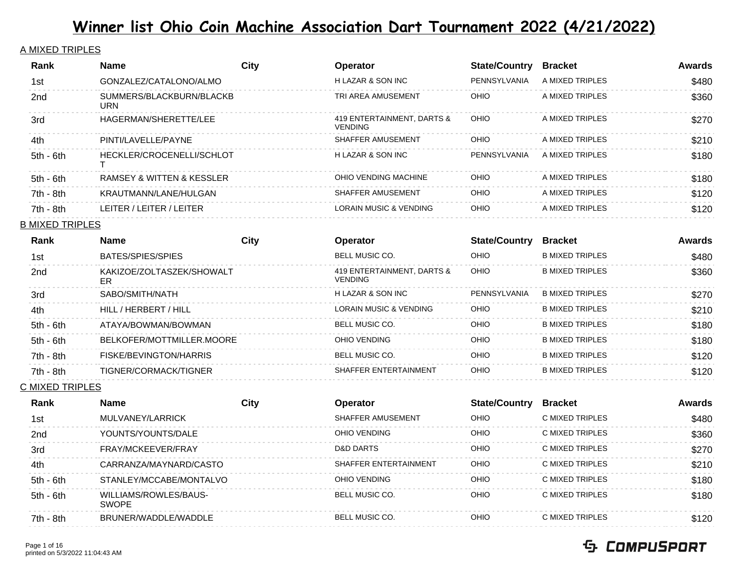# Winner list Ohio Coin Machine Association Dart Tournament 2022 (4/21/2022)

## A MIXED TRIPLES

| Rank | Name | City | Operator | State/Country | Bracket | Awards |
|---|---|---|---|---|---|---|
| 1st | GONZALEZ/CATALONO/ALMO | | H LAZAR & SON INC | PENNSYLVANIA | A MIXED TRIPLES | $480 |
| 2nd | SUMMERS/BLACKBURN/BLACKBURN | | TRI AREA AMUSEMENT | OHIO | A MIXED TRIPLES | $360 |
| 3rd | HAGERMAN/SHERETTE/LEE | | 419 ENTERTAINMENT, DARTS & VENDING | OHIO | A MIXED TRIPLES | $270 |
| 4th | PINTI/LAVELLE/PAYNE | | SHAFFER AMUSEMENT | OHIO | A MIXED TRIPLES | $210 |
| 5th - 6th | HECKLER/CROCENELLI/SCHLOTT | | H LAZAR & SON INC | PENNSYLVANIA | A MIXED TRIPLES | $180 |
| 5th - 6th | RAMSEY & WITTEN & KESSLER | | OHIO VENDING MACHINE | OHIO | A MIXED TRIPLES | $180 |
| 7th - 8th | KRAUTMANN/LANE/HULGAN | | SHAFFER AMUSEMENT | OHIO | A MIXED TRIPLES | $120 |
| 7th - 8th | LEITER / LEITER / LEITER | | LORAIN MUSIC & VENDING | OHIO | A MIXED TRIPLES | $120 |

## B MIXED TRIPLES

| Rank | Name | City | Operator | State/Country | Bracket | Awards |
|---|---|---|---|---|---|---|
| 1st | BATES/SPIES/SPIES | | BELL MUSIC CO. | OHIO | B MIXED TRIPLES | $480 |
| 2nd | KAKIZOE/ZOLTASZEK/SHOWALTER | | 419 ENTERTAINMENT, DARTS & VENDING | OHIO | B MIXED TRIPLES | $360 |
| 3rd | SABO/SMITH/NATH | | H LAZAR & SON INC | PENNSYLVANIA | B MIXED TRIPLES | $270 |
| 4th | HILL / HERBERT / HILL | | LORAIN MUSIC & VENDING | OHIO | B MIXED TRIPLES | $210 |
| 5th - 6th | ATAYA/BOWMAN/BOWMAN | | BELL MUSIC CO. | OHIO | B MIXED TRIPLES | $180 |
| 5th - 6th | BELKOFER/MOTTMILLER.MOORE | | OHIO VENDING | OHIO | B MIXED TRIPLES | $180 |
| 7th - 8th | FISKE/BEVINGTON/HARRIS | | BELL MUSIC CO. | OHIO | B MIXED TRIPLES | $120 |
| 7th - 8th | TIGNER/CORMACK/TIGNER | | SHAFFER ENTERTAINMENT | OHIO | B MIXED TRIPLES | $120 |

## C MIXED TRIPLES

| Rank | Name | City | Operator | State/Country | Bracket | Awards |
|---|---|---|---|---|---|---|
| 1st | MULVANEY/LARRICK | | SHAFFER AMUSEMENT | OHIO | C MIXED TRIPLES | $480 |
| 2nd | YOUNTS/YOUNTS/DALE | | OHIO VENDING | OHIO | C MIXED TRIPLES | $360 |
| 3rd | FRAY/MCKEEVER/FRAY | | D&D DARTS | OHIO | C MIXED TRIPLES | $270 |
| 4th | CARRANZA/MAYNARD/CASTO | | SHAFFER ENTERTAINMENT | OHIO | C MIXED TRIPLES | $210 |
| 5th - 6th | STANLEY/MCCABE/MONTALVO | | OHIO VENDING | OHIO | C MIXED TRIPLES | $180 |
| 5th - 6th | WILLIAMS/ROWLES/BAUS-SWOPE | | BELL MUSIC CO. | OHIO | C MIXED TRIPLES | $180 |
| 7th - 8th | BRUNER/WADDLE/WADDLE | | BELL MUSIC CO. | OHIO | C MIXED TRIPLES | $120 |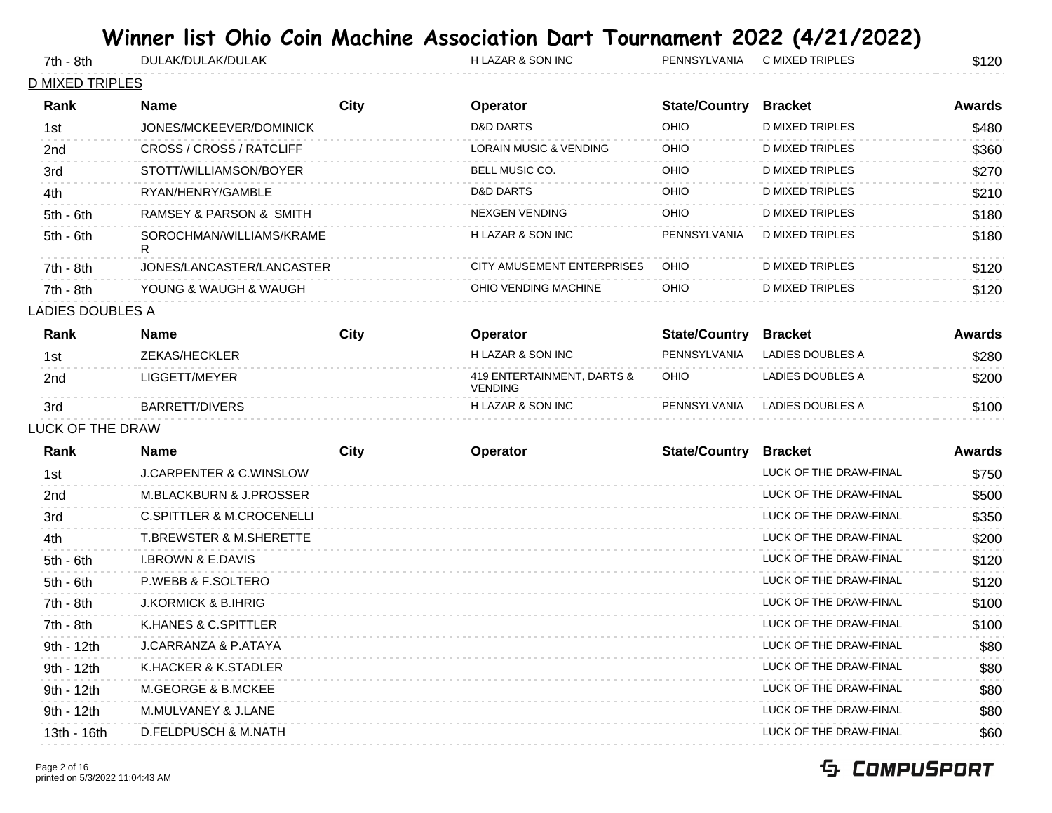# Winner list Ohio Coin Machine Association Dart Tournament 2022 (4/21/2022)

| Rank | Name | City | Operator | State/Country | Bracket | Awards |
|---|---|---|---|---|---|---|
| 7th - 8th | DULAK/DULAK/DULAK | | H LAZAR & SON INC | PENNSYLVANIA | C MIXED TRIPLES | $120 |

## D MIXED TRIPLES

| Rank | Name | City | Operator | State/Country | Bracket | Awards |
|---|---|---|---|---|---|---|
| 1st | JONES/MCKEEVER/DOMINICK | | D&D DARTS | OHIO | D MIXED TRIPLES | $480 |
| 2nd | CROSS / CROSS / RATCLIFF | | LORAIN MUSIC & VENDING | OHIO | D MIXED TRIPLES | $360 |
| 3rd | STOTT/WILLIAMSON/BOYER | | BELL MUSIC CO. | OHIO | D MIXED TRIPLES | $270 |
| 4th | RYAN/HENRY/GAMBLE | | D&D DARTS | OHIO | D MIXED TRIPLES | $210 |
| 5th - 6th | RAMSEY & PARSON & SMITH | | NEXGEN VENDING | OHIO | D MIXED TRIPLES | $180 |
| 5th - 6th | SOROCHMAN/WILLIAMS/KRAMER | | H LAZAR & SON INC | PENNSYLVANIA | D MIXED TRIPLES | $180 |
| 7th - 8th | JONES/LANCASTER/LANCASTER | | CITY AMUSEMENT ENTERPRISES | OHIO | D MIXED TRIPLES | $120 |
| 7th - 8th | YOUNG & WAUGH & WAUGH | | OHIO VENDING MACHINE | OHIO | D MIXED TRIPLES | $120 |

## LADIES DOUBLES A

| Rank | Name | City | Operator | State/Country | Bracket | Awards |
|---|---|---|---|---|---|---|
| 1st | ZEKAS/HECKLER | | H LAZAR & SON INC | PENNSYLVANIA | LADIES DOUBLES A | $280 |
| 2nd | LIGGETT/MEYER | | 419 ENTERTAINMENT, DARTS & VENDING | OHIO | LADIES DOUBLES A | $200 |
| 3rd | BARRETT/DIVERS | | H LAZAR & SON INC | PENNSYLVANIA | LADIES DOUBLES A | $100 |

## LUCK OF THE DRAW

| Rank | Name | City | Operator | State/Country | Bracket | Awards |
|---|---|---|---|---|---|---|
| 1st | J.CARPENTER & C.WINSLOW | | | | LUCK OF THE DRAW-FINAL | $750 |
| 2nd | M.BLACKBURN & J.PROSSER | | | | LUCK OF THE DRAW-FINAL | $500 |
| 3rd | C.SPITTLER & M.CROCENELLI | | | | LUCK OF THE DRAW-FINAL | $350 |
| 4th | T.BREWSTER & M.SHERETTE | | | | LUCK OF THE DRAW-FINAL | $200 |
| 5th - 6th | I.BROWN & E.DAVIS | | | | LUCK OF THE DRAW-FINAL | $120 |
| 5th - 6th | P.WEBB & F.SOLTERO | | | | LUCK OF THE DRAW-FINAL | $120 |
| 7th - 8th | J.KORMICK & B.IHRIG | | | | LUCK OF THE DRAW-FINAL | $100 |
| 7th - 8th | K.HANES & C.SPITTLER | | | | LUCK OF THE DRAW-FINAL | $100 |
| 9th - 12th | J.CARRANZA & P.ATAYA | | | | LUCK OF THE DRAW-FINAL | $80 |
| 9th - 12th | K.HACKER & K.STADLER | | | | LUCK OF THE DRAW-FINAL | $80 |
| 9th - 12th | M.GEORGE & B.MCKEE | | | | LUCK OF THE DRAW-FINAL | $80 |
| 9th - 12th | M.MULVANEY & J.LANE | | | | LUCK OF THE DRAW-FINAL | $80 |
| 13th - 16th | D.FELDPUSCH & M.NATH | | | | LUCK OF THE DRAW-FINAL | $60 |

printed on 5/3/2022 11:04:43 AM

COMPUSPORT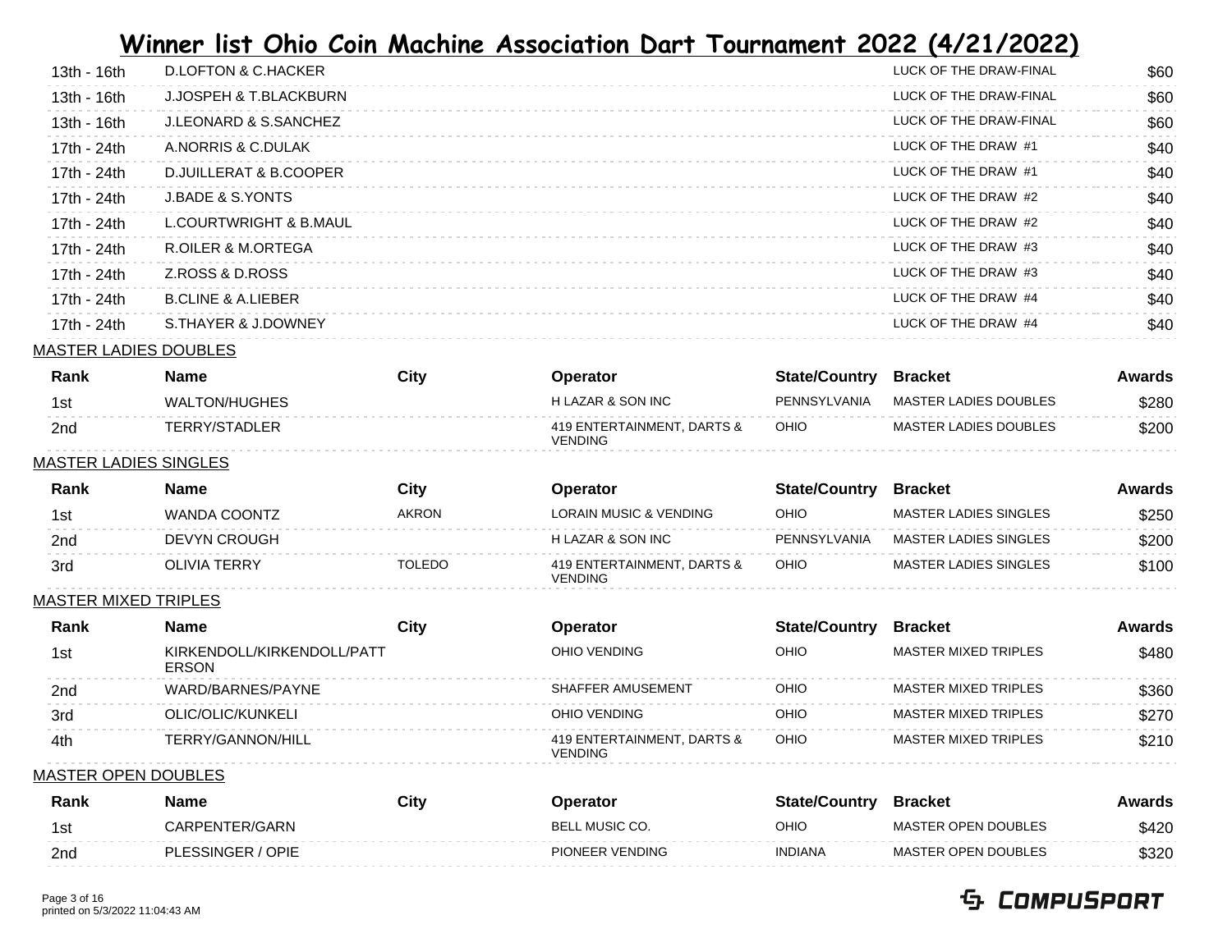# Winner list Ohio Coin Machine Association Dart Tournament 2022 (4/21/2022)

| Rank | Name | City | Operator | State/Country | Bracket | Awards |
|---|---|---|---|---|---|---|
| 13th - 16th | D.LOFTON & C.HACKER | | | | LUCK OF THE DRAW-FINAL | $60 |
| 13th - 16th | J.JOSPEH & T.BLACKBURN | | | | LUCK OF THE DRAW-FINAL | $60 |
| 13th - 16th | J.LEONARD & S.SANCHEZ | | | | LUCK OF THE DRAW-FINAL | $60 |
| 17th - 24th | A.NORRIS & C.DULAK | | | | LUCK OF THE DRAW #1 | $40 |
| 17th - 24th | D.JUILLERAT & B.COOPER | | | | LUCK OF THE DRAW #1 | $40 |
| 17th - 24th | J.BADE & S.YONTS | | | | LUCK OF THE DRAW #2 | $40 |
| 17th - 24th | L.COURTWRIGHT & B.MAUL | | | | LUCK OF THE DRAW #2 | $40 |
| 17th - 24th | R.OILER & M.ORTEGA | | | | LUCK OF THE DRAW #3 | $40 |
| 17th - 24th | Z.ROSS & D.ROSS | | | | LUCK OF THE DRAW #3 | $40 |
| 17th - 24th | B.CLINE & A.LIEBER | | | | LUCK OF THE DRAW #4 | $40 |
| 17th - 24th | S.THAYER & J.DOWNEY | | | | LUCK OF THE DRAW #4 | $40 |

## MASTER LADIES DOUBLES

| Rank | Name | City | Operator | State/Country | Bracket | Awards |
|---|---|---|---|---|---|---|
| 1st | WALTON/HUGHES | | H LAZAR & SON INC | PENNSYLVANIA | MASTER LADIES DOUBLES | $280 |
| 2nd | TERRY/STADLER | | 419 ENTERTAINMENT, DARTS & VENDING | OHIO | MASTER LADIES DOUBLES | $200 |

## MASTER LADIES SINGLES

| Rank | Name | City | Operator | State/Country | Bracket | Awards |
|---|---|---|---|---|---|---|
| 1st | WANDA COONTZ | AKRON | LORAIN MUSIC & VENDING | OHIO | MASTER LADIES SINGLES | $250 |
| 2nd | DEVYN CROUGH | | H LAZAR & SON INC | PENNSYLVANIA | MASTER LADIES SINGLES | $200 |
| 3rd | OLIVIA TERRY | TOLEDO | 419 ENTERTAINMENT, DARTS & VENDING | OHIO | MASTER LADIES SINGLES | $100 |

## MASTER MIXED TRIPLES

| Rank | Name | City | Operator | State/Country | Bracket | Awards |
|---|---|---|---|---|---|---|
| 1st | KIRKENDOLL/KIRKENDOLL/PATTERSON | | OHIO VENDING | OHIO | MASTER MIXED TRIPLES | $480 |
| 2nd | WARD/BARNES/PAYNE | | SHAFFER AMUSEMENT | OHIO | MASTER MIXED TRIPLES | $360 |
| 3rd | OLIC/OLIC/KUNKELI | | OHIO VENDING | OHIO | MASTER MIXED TRIPLES | $270 |
| 4th | TERRY/GANNON/HILL | | 419 ENTERTAINMENT, DARTS & VENDING | OHIO | MASTER MIXED TRIPLES | $210 |

## MASTER OPEN DOUBLES

| Rank | Name | City | Operator | State/Country | Bracket | Awards |
|---|---|---|---|---|---|---|
| 1st | CARPENTER/GARN | | BELL MUSIC CO. | OHIO | MASTER OPEN DOUBLES | $420 |
| 2nd | PLESSINGER / OPIE | | PIONEER VENDING | INDIANA | MASTER OPEN DOUBLES | $320 |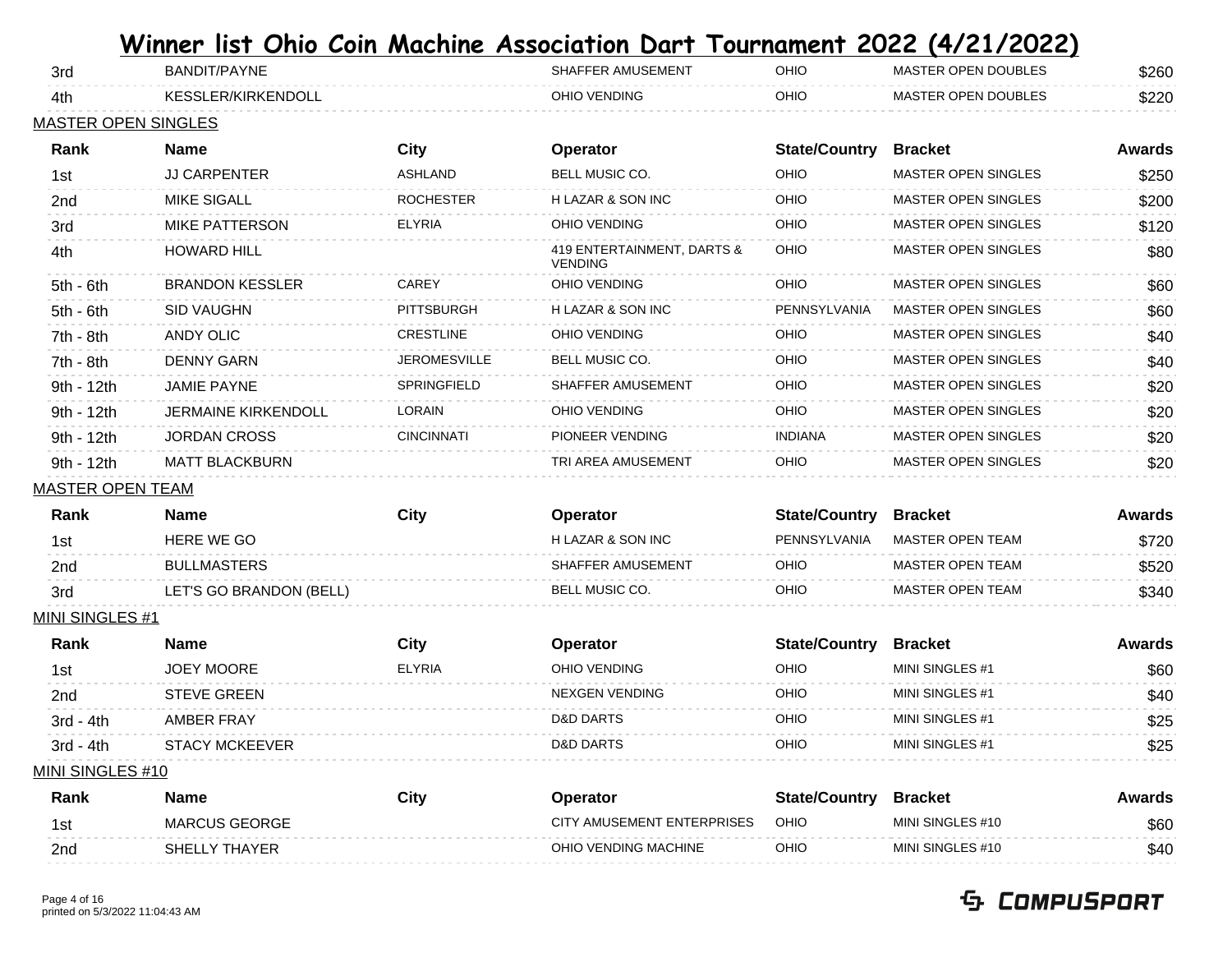# Winner list Ohio Coin Machine Association Dart Tournament 2022 (4/21/2022)

| Rank | Name | City | Operator | State/Country | Bracket | Awards |
|---|---|---|---|---|---|---|
| 3rd | BANDIT/PAYNE | | SHAFFER AMUSEMENT | OHIO | MASTER OPEN DOUBLES | $260 |
| 4th | KESSLER/KIRKENDOLL | | OHIO VENDING | OHIO | MASTER OPEN DOUBLES | $220 |

MASTER OPEN SINGLES

| Rank | Name | City | Operator | State/Country | Bracket | Awards |
|---|---|---|---|---|---|---|
| 1st | JJ CARPENTER | ASHLAND | BELL MUSIC CO. | OHIO | MASTER OPEN SINGLES | $250 |
| 2nd | MIKE SIGALL | ROCHESTER | H LAZAR & SON INC | OHIO | MASTER OPEN SINGLES | $200 |
| 3rd | MIKE PATTERSON | ELYRIA | OHIO VENDING | OHIO | MASTER OPEN SINGLES | $120 |
| 4th | HOWARD HILL | | 419 ENTERTAINMENT, DARTS & VENDING | OHIO | MASTER OPEN SINGLES | $80 |
| 5th - 6th | BRANDON KESSLER | CAREY | OHIO VENDING | OHIO | MASTER OPEN SINGLES | $60 |
| 5th - 6th | SID VAUGHN | PITTSBURGH | H LAZAR & SON INC | PENNSYLVANIA | MASTER OPEN SINGLES | $60 |
| 7th - 8th | ANDY OLIC | CRESTLINE | OHIO VENDING | OHIO | MASTER OPEN SINGLES | $40 |
| 7th - 8th | DENNY GARN | JEROMESVILLE | BELL MUSIC CO. | OHIO | MASTER OPEN SINGLES | $40 |
| 9th - 12th | JAMIE PAYNE | SPRINGFIELD | SHAFFER AMUSEMENT | OHIO | MASTER OPEN SINGLES | $20 |
| 9th - 12th | JERMAINE KIRKENDOLL | LORAIN | OHIO VENDING | OHIO | MASTER OPEN SINGLES | $20 |
| 9th - 12th | JORDAN CROSS | CINCINNATI | PIONEER VENDING | INDIANA | MASTER OPEN SINGLES | $20 |
| 9th - 12th | MATT BLACKBURN | | TRI AREA AMUSEMENT | OHIO | MASTER OPEN SINGLES | $20 |

MASTER OPEN TEAM

| Rank | Name | City | Operator | State/Country | Bracket | Awards |
|---|---|---|---|---|---|---|
| 1st | HERE WE GO | | H LAZAR & SON INC | PENNSYLVANIA | MASTER OPEN TEAM | $720 |
| 2nd | BULLMASTERS | | SHAFFER AMUSEMENT | OHIO | MASTER OPEN TEAM | $520 |
| 3rd | LET'S GO BRANDON (BELL) | | BELL MUSIC CO. | OHIO | MASTER OPEN TEAM | $340 |

MINI SINGLES #1

| Rank | Name | City | Operator | State/Country | Bracket | Awards |
|---|---|---|---|---|---|---|
| 1st | JOEY MOORE | ELYRIA | OHIO VENDING | OHIO | MINI SINGLES #1 | $60 |
| 2nd | STEVE GREEN | | NEXGEN VENDING | OHIO | MINI SINGLES #1 | $40 |
| 3rd - 4th | AMBER FRAY | | D&D DARTS | OHIO | MINI SINGLES #1 | $25 |
| 3rd - 4th | STACY MCKEEVER | | D&D DARTS | OHIO | MINI SINGLES #1 | $25 |

MINI SINGLES #10

| Rank | Name | City | Operator | State/Country | Bracket | Awards |
|---|---|---|---|---|---|---|
| 1st | MARCUS GEORGE | | CITY AMUSEMENT ENTERPRISES | OHIO | MINI SINGLES #10 | $60 |
| 2nd | SHELLY THAYER | | OHIO VENDING MACHINE | OHIO | MINI SINGLES #10 | $40 |

printed on 5/3/2022 11:04:43 AM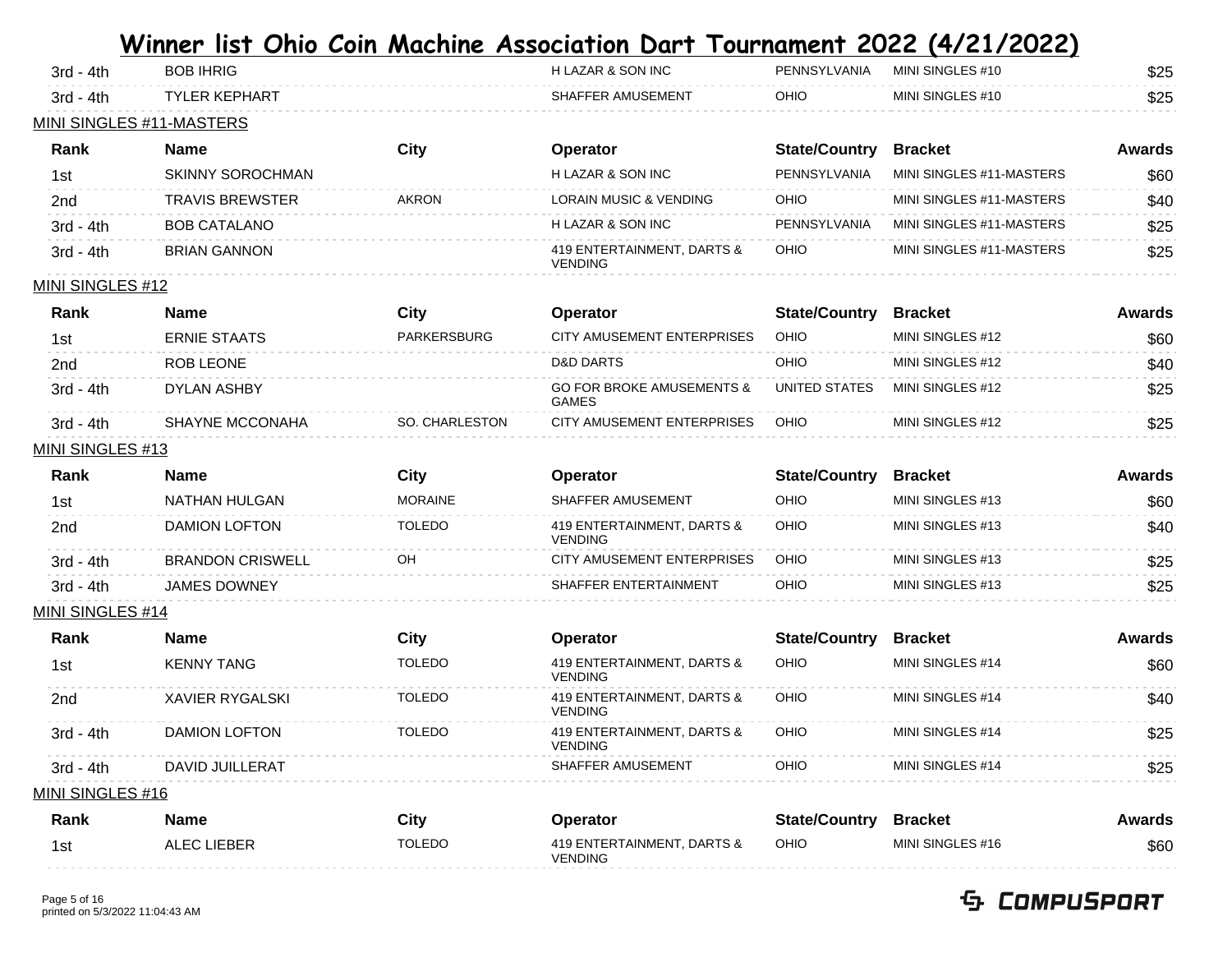# Winner list Ohio Coin Machine Association Dart Tournament 2022 (4/21/2022)

| Rank | Name | City | Operator | State/Country | Bracket | Awards |
|---|---|---|---|---|---|---|
| 3rd - 4th | BOB IHRIG | | H LAZAR & SON INC | PENNSYLVANIA | MINI SINGLES #10 | $25 |
| 3rd - 4th | TYLER KEPHART | | SHAFFER AMUSEMENT | OHIO | MINI SINGLES #10 | $25 |

## MINI SINGLES #11-MASTERS

| Rank | Name | City | Operator | State/Country | Bracket | Awards |
|---|---|---|---|---|---|---|
| 1st | SKINNY SOROCHMAN | | H LAZAR & SON INC | PENNSYLVANIA | MINI SINGLES #11-MASTERS | $60 |
| 2nd | TRAVIS BREWSTER | AKRON | LORAIN MUSIC & VENDING | OHIO | MINI SINGLES #11-MASTERS | $40 |
| 3rd - 4th | BOB CATALANO | | H LAZAR & SON INC | PENNSYLVANIA | MINI SINGLES #11-MASTERS | $25 |
| 3rd - 4th | BRIAN GANNON | | 419 ENTERTAINMENT, DARTS & VENDING | OHIO | MINI SINGLES #11-MASTERS | $25 |

## MINI SINGLES #12

| Rank | Name | City | Operator | State/Country | Bracket | Awards |
|---|---|---|---|---|---|---|
| 1st | ERNIE STAATS | PARKERSBURG | CITY AMUSEMENT ENTERPRISES | OHIO | MINI SINGLES #12 | $60 |
| 2nd | ROB LEONE | | D&D DARTS | OHIO | MINI SINGLES #12 | $40 |
| 3rd - 4th | DYLAN ASHBY | | GO FOR BROKE AMUSEMENTS & GAMES | UNITED STATES | MINI SINGLES #12 | $25 |
| 3rd - 4th | SHAYNE MCCONAHA | SO. CHARLESTON | CITY AMUSEMENT ENTERPRISES | OHIO | MINI SINGLES #12 | $25 |

## MINI SINGLES #13

| Rank | Name | City | Operator | State/Country | Bracket | Awards |
|---|---|---|---|---|---|---|
| 1st | NATHAN HULGAN | MORAINE | SHAFFER AMUSEMENT | OHIO | MINI SINGLES #13 | $60 |
| 2nd | DAMION LOFTON | TOLEDO | 419 ENTERTAINMENT, DARTS & VENDING | OHIO | MINI SINGLES #13 | $40 |
| 3rd - 4th | BRANDON CRISWELL | OH | CITY AMUSEMENT ENTERPRISES | OHIO | MINI SINGLES #13 | $25 |
| 3rd - 4th | JAMES DOWNEY | | SHAFFER ENTERTAINMENT | OHIO | MINI SINGLES #13 | $25 |

## MINI SINGLES #14

| Rank | Name | City | Operator | State/Country | Bracket | Awards |
|---|---|---|---|---|---|---|
| 1st | KENNY TANG | TOLEDO | 419 ENTERTAINMENT, DARTS & VENDING | OHIO | MINI SINGLES #14 | $60 |
| 2nd | XAVIER RYGALSKI | TOLEDO | 419 ENTERTAINMENT, DARTS & VENDING | OHIO | MINI SINGLES #14 | $40 |
| 3rd - 4th | DAMION LOFTON | TOLEDO | 419 ENTERTAINMENT, DARTS & VENDING | OHIO | MINI SINGLES #14 | $25 |
| 3rd - 4th | DAVID JUILLERAT | | SHAFFER AMUSEMENT | OHIO | MINI SINGLES #14 | $25 |

## MINI SINGLES #16

| Rank | Name | City | Operator | State/Country | Bracket | Awards |
|---|---|---|---|---|---|---|
| 1st | ALEC LIEBER | TOLEDO | 419 ENTERTAINMENT, DARTS & VENDING | OHIO | MINI SINGLES #16 | $60 |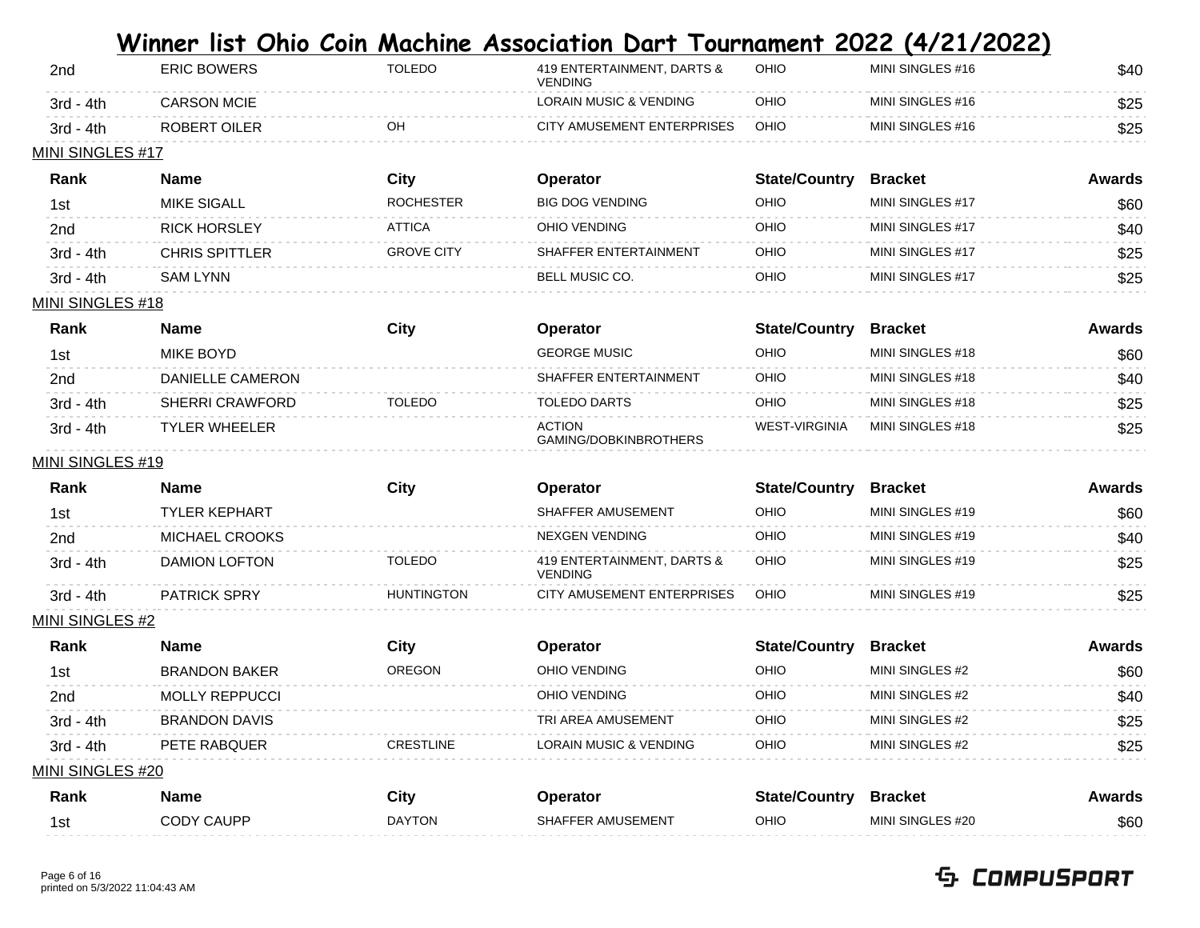# Winner list Ohio Coin Machine Association Dart Tournament 2022 (4/21/2022)

| Rank | Name | City | Operator | State/Country | Bracket | Awards |
|---|---|---|---|---|---|---|
| 2nd | ERIC BOWERS | TOLEDO | 419 ENTERTAINMENT, DARTS & VENDING | OHIO | MINI SINGLES #16 | $40 |
| 3rd - 4th | CARSON MCIE | | LORAIN MUSIC & VENDING | OHIO | MINI SINGLES #16 | $25 |
| 3rd - 4th | ROBERT OILER | OH | CITY AMUSEMENT ENTERPRISES | OHIO | MINI SINGLES #16 | $25 |

MINI SINGLES #17

| Rank | Name | City | Operator | State/Country | Bracket | Awards |
|---|---|---|---|---|---|---|
| 1st | MIKE SIGALL | ROCHESTER | BIG DOG VENDING | OHIO | MINI SINGLES #17 | $60 |
| 2nd | RICK HORSLEY | ATTICA | OHIO VENDING | OHIO | MINI SINGLES #17 | $40 |
| 3rd - 4th | CHRIS SPITTLER | GROVE CITY | SHAFFER ENTERTAINMENT | OHIO | MINI SINGLES #17 | $25 |
| 3rd - 4th | SAM LYNN | | BELL MUSIC CO. | OHIO | MINI SINGLES #17 | $25 |

MINI SINGLES #18

| Rank | Name | City | Operator | State/Country | Bracket | Awards |
|---|---|---|---|---|---|---|
| 1st | MIKE BOYD | | GEORGE MUSIC | OHIO | MINI SINGLES #18 | $60 |
| 2nd | DANIELLE CAMERON | | SHAFFER ENTERTAINMENT | OHIO | MINI SINGLES #18 | $40 |
| 3rd - 4th | SHERRI CRAWFORD | TOLEDO | TOLEDO DARTS | OHIO | MINI SINGLES #18 | $25 |
| 3rd - 4th | TYLER WHEELER | | ACTION GAMING/DOBKINBROTHERS | WEST-VIRGINIA | MINI SINGLES #18 | $25 |

MINI SINGLES #19

| Rank | Name | City | Operator | State/Country | Bracket | Awards |
|---|---|---|---|---|---|---|
| 1st | TYLER KEPHART | | SHAFFER AMUSEMENT | OHIO | MINI SINGLES #19 | $60 |
| 2nd | MICHAEL CROOKS | | NEXGEN VENDING | OHIO | MINI SINGLES #19 | $40 |
| 3rd - 4th | DAMION LOFTON | TOLEDO | 419 ENTERTAINMENT, DARTS & VENDING | OHIO | MINI SINGLES #19 | $25 |
| 3rd - 4th | PATRICK SPRY | HUNTINGTON | CITY AMUSEMENT ENTERPRISES | OHIO | MINI SINGLES #19 | $25 |

MINI SINGLES #2

| Rank | Name | City | Operator | State/Country | Bracket | Awards |
|---|---|---|---|---|---|---|
| 1st | BRANDON BAKER | OREGON | OHIO VENDING | OHIO | MINI SINGLES #2 | $60 |
| 2nd | MOLLY REPPUCCI | | OHIO VENDING | OHIO | MINI SINGLES #2 | $40 |
| 3rd - 4th | BRANDON DAVIS | | TRI AREA AMUSEMENT | OHIO | MINI SINGLES #2 | $25 |
| 3rd - 4th | PETE RABQUER | CRESTLINE | LORAIN MUSIC & VENDING | OHIO | MINI SINGLES #2 | $25 |

MINI SINGLES #20

| Rank | Name | City | Operator | State/Country | Bracket | Awards |
|---|---|---|---|---|---|---|
| 1st | CODY CAUPP | DAYTON | SHAFFER AMUSEMENT | OHIO | MINI SINGLES #20 | $60 |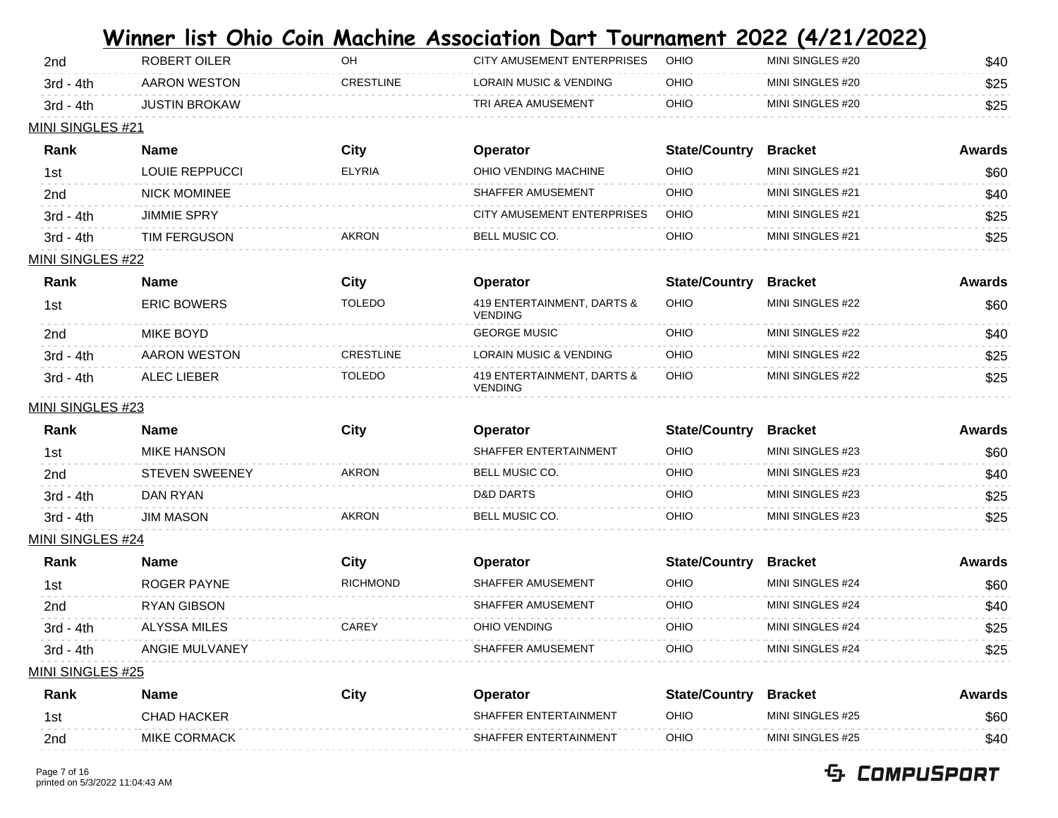# Winner list Ohio Coin Machine Association Dart Tournament 2022 (4/21/2022)

| Rank | Name | City | Operator | State/Country | Bracket | Awards |
|---|---|---|---|---|---|---|
| 2nd | ROBERT OILER | OH | CITY AMUSEMENT ENTERPRISES | OHIO | MINI SINGLES #20 | $40 |
| 3rd - 4th | AARON WESTON | CRESTLINE | LORAIN MUSIC & VENDING | OHIO | MINI SINGLES #20 | $25 |
| 3rd - 4th | JUSTIN BROKAW | | TRI AREA AMUSEMENT | OHIO | MINI SINGLES #20 | $25 |

MINI SINGLES #21

| Rank | Name | City | Operator | State/Country | Bracket | Awards |
|---|---|---|---|---|---|---|
| 1st | LOUIE REPPUCCI | ELYRIA | OHIO VENDING MACHINE | OHIO | MINI SINGLES #21 | $60 |
| 2nd | NICK MOMINEE | | SHAFFER AMUSEMENT | OHIO | MINI SINGLES #21 | $40 |
| 3rd - 4th | JIMMIE SPRY | | CITY AMUSEMENT ENTERPRISES | OHIO | MINI SINGLES #21 | $25 |
| 3rd - 4th | TIM FERGUSON | AKRON | BELL MUSIC CO. | OHIO | MINI SINGLES #21 | $25 |

MINI SINGLES #22

| Rank | Name | City | Operator | State/Country | Bracket | Awards |
|---|---|---|---|---|---|---|
| 1st | ERIC BOWERS | TOLEDO | 419 ENTERTAINMENT, DARTS & VENDING | OHIO | MINI SINGLES #22 | $60 |
| 2nd | MIKE BOYD | | GEORGE MUSIC | OHIO | MINI SINGLES #22 | $40 |
| 3rd - 4th | AARON WESTON | CRESTLINE | LORAIN MUSIC & VENDING | OHIO | MINI SINGLES #22 | $25 |
| 3rd - 4th | ALEC LIEBER | TOLEDO | 419 ENTERTAINMENT, DARTS & VENDING | OHIO | MINI SINGLES #22 | $25 |

MINI SINGLES #23

| Rank | Name | City | Operator | State/Country | Bracket | Awards |
|---|---|---|---|---|---|---|
| 1st | MIKE HANSON | | SHAFFER ENTERTAINMENT | OHIO | MINI SINGLES #23 | $60 |
| 2nd | STEVEN SWEENEY | AKRON | BELL MUSIC CO. | OHIO | MINI SINGLES #23 | $40 |
| 3rd - 4th | DAN RYAN | | D&D DARTS | OHIO | MINI SINGLES #23 | $25 |
| 3rd - 4th | JIM MASON | AKRON | BELL MUSIC CO. | OHIO | MINI SINGLES #23 | $25 |

MINI SINGLES #24

| Rank | Name | City | Operator | State/Country | Bracket | Awards |
|---|---|---|---|---|---|---|
| 1st | ROGER PAYNE | RICHMOND | SHAFFER AMUSEMENT | OHIO | MINI SINGLES #24 | $60 |
| 2nd | RYAN GIBSON | | SHAFFER AMUSEMENT | OHIO | MINI SINGLES #24 | $40 |
| 3rd - 4th | ALYSSA MILES | CAREY | OHIO VENDING | OHIO | MINI SINGLES #24 | $25 |
| 3rd - 4th | ANGIE MULVANEY | | SHAFFER AMUSEMENT | OHIO | MINI SINGLES #24 | $25 |

MINI SINGLES #25

| Rank | Name | City | Operator | State/Country | Bracket | Awards |
|---|---|---|---|---|---|---|
| 1st | CHAD HACKER | | SHAFFER ENTERTAINMENT | OHIO | MINI SINGLES #25 | $60 |
| 2nd | MIKE CORMACK | | SHAFFER ENTERTAINMENT | OHIO | MINI SINGLES #25 | $40 |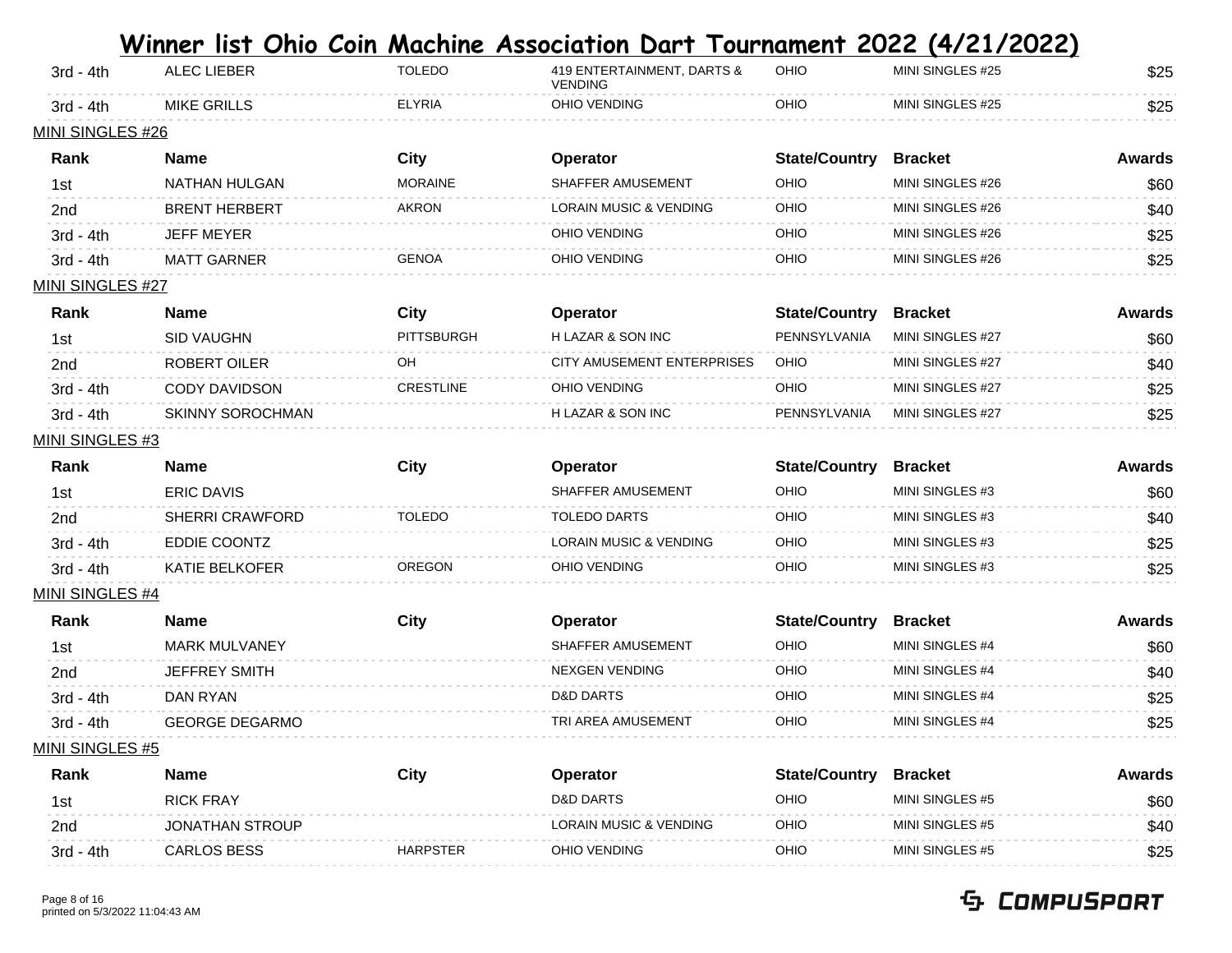# Winner list Ohio Coin Machine Association Dart Tournament 2022 (4/21/2022)

| Rank | Name | City | Operator | State/Country | Bracket | Awards |
|---|---|---|---|---|---|---|
| 3rd - 4th | ALEC LIEBER | TOLEDO | 419 ENTERTAINMENT, DARTS & VENDING | OHIO | MINI SINGLES #25 | $25 |
| 3rd - 4th | MIKE GRILLS | ELYRIA | OHIO VENDING | OHIO | MINI SINGLES #25 | $25 |

MINI SINGLES #26

| Rank | Name | City | Operator | State/Country | Bracket | Awards |
|---|---|---|---|---|---|---|
| 1st | NATHAN HULGAN | MORAINE | SHAFFER AMUSEMENT | OHIO | MINI SINGLES #26 | $60 |
| 2nd | BRENT HERBERT | AKRON | LORAIN MUSIC & VENDING | OHIO | MINI SINGLES #26 | $40 |
| 3rd - 4th | JEFF MEYER | | OHIO VENDING | OHIO | MINI SINGLES #26 | $25 |
| 3rd - 4th | MATT GARNER | GENOA | OHIO VENDING | OHIO | MINI SINGLES #26 | $25 |

MINI SINGLES #27

| Rank | Name | City | Operator | State/Country | Bracket | Awards |
|---|---|---|---|---|---|---|
| 1st | SID VAUGHN | PITTSBURGH | H LAZAR & SON INC | PENNSYLVANIA | MINI SINGLES #27 | $60 |
| 2nd | ROBERT OILER | OH | CITY AMUSEMENT ENTERPRISES | OHIO | MINI SINGLES #27 | $40 |
| 3rd - 4th | CODY DAVIDSON | CRESTLINE | OHIO VENDING | OHIO | MINI SINGLES #27 | $25 |
| 3rd - 4th | SKINNY SOROCHMAN | | H LAZAR & SON INC | PENNSYLVANIA | MINI SINGLES #27 | $25 |

MINI SINGLES #3

| Rank | Name | City | Operator | State/Country | Bracket | Awards |
|---|---|---|---|---|---|---|
| 1st | ERIC DAVIS | | SHAFFER AMUSEMENT | OHIO | MINI SINGLES #3 | $60 |
| 2nd | SHERRI CRAWFORD | TOLEDO | TOLEDO DARTS | OHIO | MINI SINGLES #3 | $40 |
| 3rd - 4th | EDDIE COONTZ | | LORAIN MUSIC & VENDING | OHIO | MINI SINGLES #3 | $25 |
| 3rd - 4th | KATIE BELKOFER | OREGON | OHIO VENDING | OHIO | MINI SINGLES #3 | $25 |

MINI SINGLES #4

| Rank | Name | City | Operator | State/Country | Bracket | Awards |
|---|---|---|---|---|---|---|
| 1st | MARK MULVANEY | | SHAFFER AMUSEMENT | OHIO | MINI SINGLES #4 | $60 |
| 2nd | JEFFREY SMITH | | NEXGEN VENDING | OHIO | MINI SINGLES #4 | $40 |
| 3rd - 4th | DAN RYAN | | D&D DARTS | OHIO | MINI SINGLES #4 | $25 |
| 3rd - 4th | GEORGE DEGARMO | | TRI AREA AMUSEMENT | OHIO | MINI SINGLES #4 | $25 |

MINI SINGLES #5

| Rank | Name | City | Operator | State/Country | Bracket | Awards |
|---|---|---|---|---|---|---|
| 1st | RICK FRAY | | D&D DARTS | OHIO | MINI SINGLES #5 | $60 |
| 2nd | JONATHAN STROUP | | LORAIN MUSIC & VENDING | OHIO | MINI SINGLES #5 | $40 |
| 3rd - 4th | CARLOS BESS | HARPSTER | OHIO VENDING | OHIO | MINI SINGLES #5 | $25 |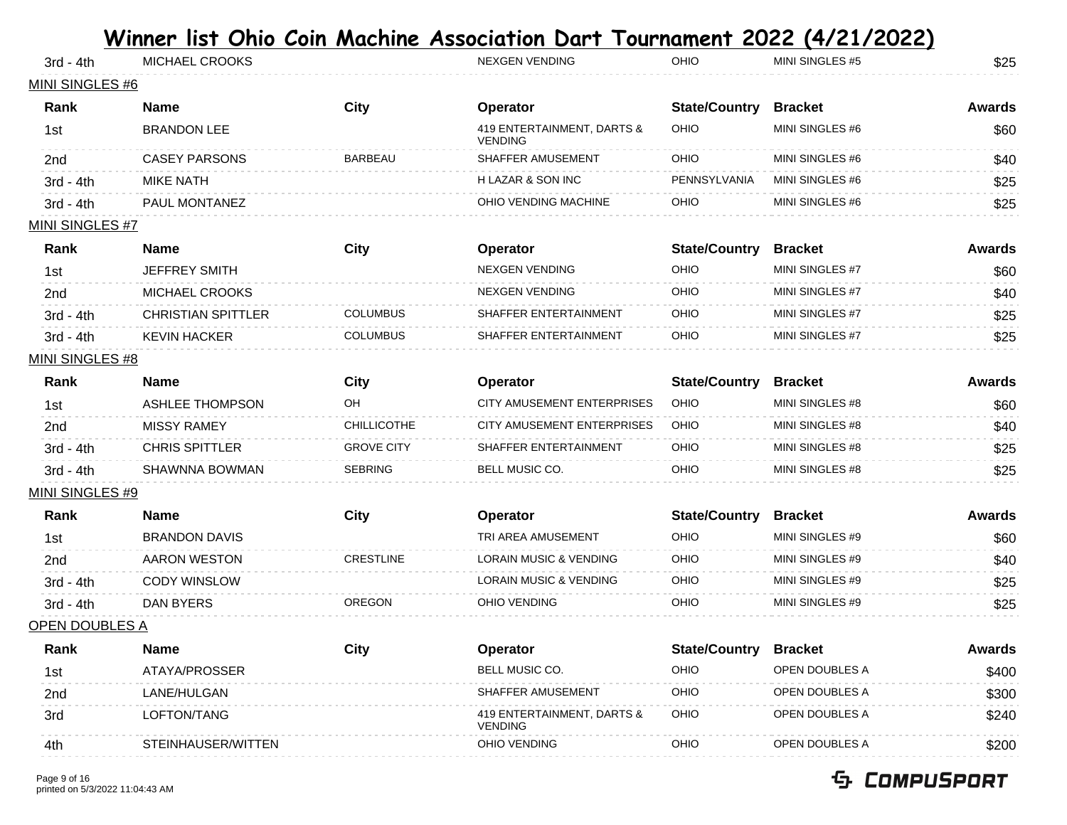# Winner list Ohio Coin Machine Association Dart Tournament 2022 (4/21/2022)

| Rank | Name | City | Operator | State/Country | Bracket | Awards |
|---|---|---|---|---|---|---|
| 3rd - 4th | MICHAEL CROOKS | | NEXGEN VENDING | OHIO | MINI SINGLES #5 | $25 |

## MINI SINGLES #6

| Rank | Name | City | Operator | State/Country | Bracket | Awards |
|---|---|---|---|---|---|---|
| 1st | BRANDON LEE | | 419 ENTERTAINMENT, DARTS & VENDING | OHIO | MINI SINGLES #6 | $60 |
| 2nd | CASEY PARSONS | BARBEAU | SHAFFER AMUSEMENT | OHIO | MINI SINGLES #6 | $40 |
| 3rd - 4th | MIKE NATH | | H LAZAR & SON INC | PENNSYLVANIA | MINI SINGLES #6 | $25 |
| 3rd - 4th | PAUL MONTANEZ | | OHIO VENDING MACHINE | OHIO | MINI SINGLES #6 | $25 |

## MINI SINGLES #7

| Rank | Name | City | Operator | State/Country | Bracket | Awards |
|---|---|---|---|---|---|---|
| 1st | JEFFREY SMITH | | NEXGEN VENDING | OHIO | MINI SINGLES #7 | $60 |
| 2nd | MICHAEL CROOKS | | NEXGEN VENDING | OHIO | MINI SINGLES #7 | $40 |
| 3rd - 4th | CHRISTIAN SPITTLER | COLUMBUS | SHAFFER ENTERTAINMENT | OHIO | MINI SINGLES #7 | $25 |
| 3rd - 4th | KEVIN HACKER | COLUMBUS | SHAFFER ENTERTAINMENT | OHIO | MINI SINGLES #7 | $25 |

## MINI SINGLES #8

| Rank | Name | City | Operator | State/Country | Bracket | Awards |
|---|---|---|---|---|---|---|
| 1st | ASHLEE THOMPSON | OH | CITY AMUSEMENT ENTERPRISES | OHIO | MINI SINGLES #8 | $60 |
| 2nd | MISSY RAMEY | CHILLICOTHE | CITY AMUSEMENT ENTERPRISES | OHIO | MINI SINGLES #8 | $40 |
| 3rd - 4th | CHRIS SPITTLER | GROVE CITY | SHAFFER ENTERTAINMENT | OHIO | MINI SINGLES #8 | $25 |
| 3rd - 4th | SHAWNNA BOWMAN | SEBRING | BELL MUSIC CO. | OHIO | MINI SINGLES #8 | $25 |

## MINI SINGLES #9

| Rank | Name | City | Operator | State/Country | Bracket | Awards |
|---|---|---|---|---|---|---|
| 1st | BRANDON DAVIS | | TRI AREA AMUSEMENT | OHIO | MINI SINGLES #9 | $60 |
| 2nd | AARON WESTON | CRESTLINE | LORAIN MUSIC & VENDING | OHIO | MINI SINGLES #9 | $40 |
| 3rd - 4th | CODY WINSLOW | | LORAIN MUSIC & VENDING | OHIO | MINI SINGLES #9 | $25 |
| 3rd - 4th | DAN BYERS | OREGON | OHIO VENDING | OHIO | MINI SINGLES #9 | $25 |

## OPEN DOUBLES A

| Rank | Name | City | Operator | State/Country | Bracket | Awards |
|---|---|---|---|---|---|---|
| 1st | ATAYA/PROSSER | | BELL MUSIC CO. | OHIO | OPEN DOUBLES A | $400 |
| 2nd | LANE/HULGAN | | SHAFFER AMUSEMENT | OHIO | OPEN DOUBLES A | $300 |
| 3rd | LOFTON/TANG | | 419 ENTERTAINMENT, DARTS & VENDING | OHIO | OPEN DOUBLES A | $240 |
| 4th | STEINHAUSER/WITTEN | | OHIO VENDING | OHIO | OPEN DOUBLES A | $200 |

printed on 5/3/2022 11:04:43 AM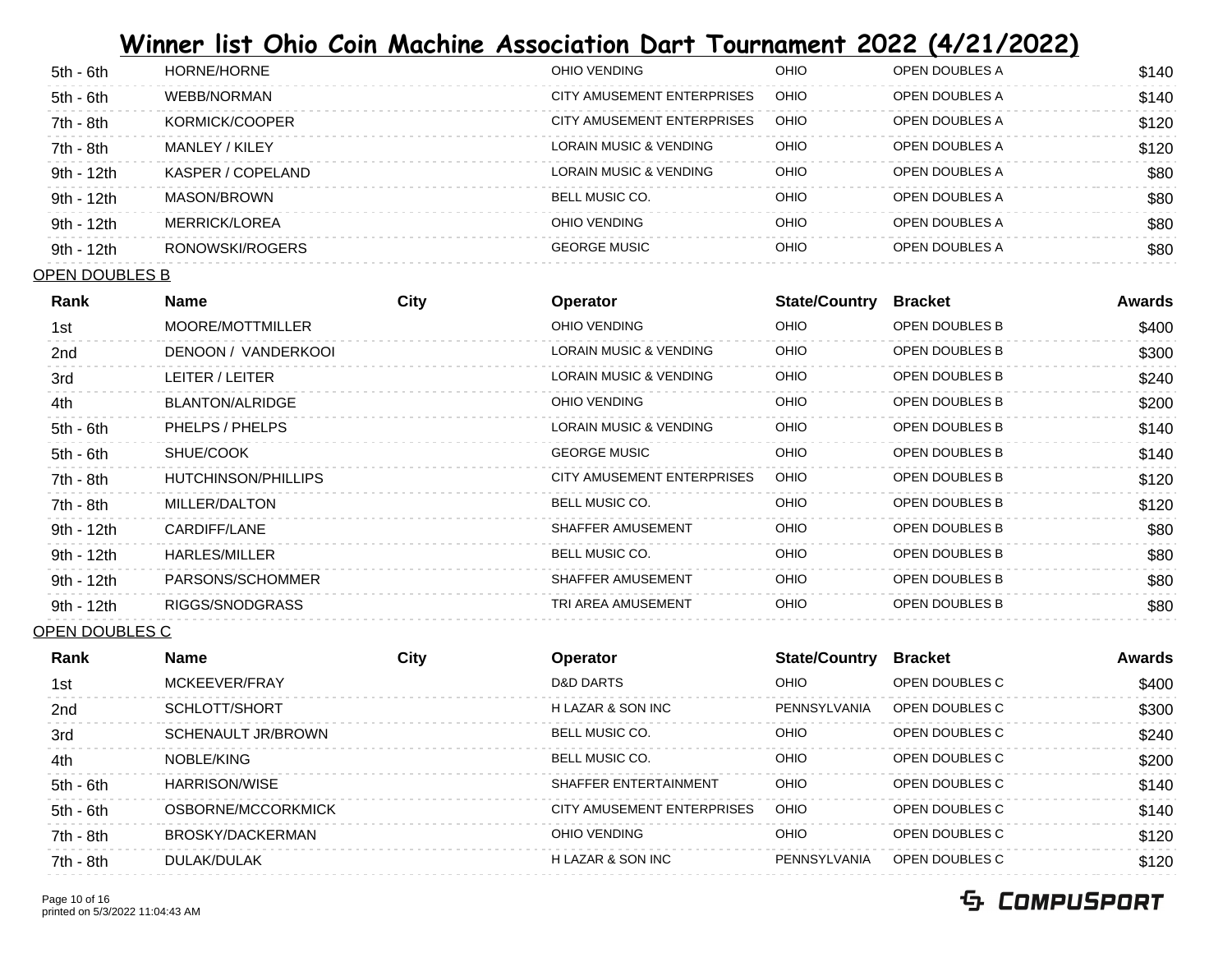# Winner list Ohio Coin Machine Association Dart Tournament 2022 (4/21/2022)

| Rank | Name | City | Operator | State/Country | Bracket | Awards |
|---|---|---|---|---|---|---|
| 5th - 6th | HORNE/HORNE | | OHIO VENDING | OHIO | OPEN DOUBLES A | $140 |
| 5th - 6th | WEBB/NORMAN | | CITY AMUSEMENT ENTERPRISES | OHIO | OPEN DOUBLES A | $140 |
| 7th - 8th | KORMICK/COOPER | | CITY AMUSEMENT ENTERPRISES | OHIO | OPEN DOUBLES A | $120 |
| 7th - 8th | MANLEY / KILEY | | LORAIN MUSIC & VENDING | OHIO | OPEN DOUBLES A | $120 |
| 9th - 12th | KASPER / COPELAND | | LORAIN MUSIC & VENDING | OHIO | OPEN DOUBLES A | $80 |
| 9th - 12th | MASON/BROWN | | BELL MUSIC CO. | OHIO | OPEN DOUBLES A | $80 |
| 9th - 12th | MERRICK/LOREA | | OHIO VENDING | OHIO | OPEN DOUBLES A | $80 |
| 9th - 12th | RONOWSKI/ROGERS | | GEORGE MUSIC | OHIO | OPEN DOUBLES A | $80 |

OPEN DOUBLES B

| Rank | Name | City | Operator | State/Country | Bracket | Awards |
|---|---|---|---|---|---|---|
| 1st | MOORE/MOTTMILLER | | OHIO VENDING | OHIO | OPEN DOUBLES B | $400 |
| 2nd | DENOON / VANDERKOOI | | LORAIN MUSIC & VENDING | OHIO | OPEN DOUBLES B | $300 |
| 3rd | LEITER / LEITER | | LORAIN MUSIC & VENDING | OHIO | OPEN DOUBLES B | $240 |
| 4th | BLANTON/ALRIDGE | | OHIO VENDING | OHIO | OPEN DOUBLES B | $200 |
| 5th - 6th | PHELPS / PHELPS | | LORAIN MUSIC & VENDING | OHIO | OPEN DOUBLES B | $140 |
| 5th - 6th | SHUE/COOK | | GEORGE MUSIC | OHIO | OPEN DOUBLES B | $140 |
| 7th - 8th | HUTCHINSON/PHILLIPS | | CITY AMUSEMENT ENTERPRISES | OHIO | OPEN DOUBLES B | $120 |
| 7th - 8th | MILLER/DALTON | | BELL MUSIC CO. | OHIO | OPEN DOUBLES B | $120 |
| 9th - 12th | CARDIFF/LANE | | SHAFFER AMUSEMENT | OHIO | OPEN DOUBLES B | $80 |
| 9th - 12th | HARLES/MILLER | | BELL MUSIC CO. | OHIO | OPEN DOUBLES B | $80 |
| 9th - 12th | PARSONS/SCHOMMER | | SHAFFER AMUSEMENT | OHIO | OPEN DOUBLES B | $80 |
| 9th - 12th | RIGGS/SNODGRASS | | TRI AREA AMUSEMENT | OHIO | OPEN DOUBLES B | $80 |

OPEN DOUBLES C

| Rank | Name | City | Operator | State/Country | Bracket | Awards |
|---|---|---|---|---|---|---|
| 1st | MCKEEVER/FRAY | | D&D DARTS | OHIO | OPEN DOUBLES C | $400 |
| 2nd | SCHLOTT/SHORT | | H LAZAR & SON INC | PENNSYLVANIA | OPEN DOUBLES C | $300 |
| 3rd | SCHENAULT JR/BROWN | | BELL MUSIC CO. | OHIO | OPEN DOUBLES C | $240 |
| 4th | NOBLE/KING | | BELL MUSIC CO. | OHIO | OPEN DOUBLES C | $200 |
| 5th - 6th | HARRISON/WISE | | SHAFFER ENTERTAINMENT | OHIO | OPEN DOUBLES C | $140 |
| 5th - 6th | OSBORNE/MCCORKMICK | | CITY AMUSEMENT ENTERPRISES | OHIO | OPEN DOUBLES C | $140 |
| 7th - 8th | BROSKY/DACKERMAN | | OHIO VENDING | OHIO | OPEN DOUBLES C | $120 |
| 7th - 8th | DULAK/DULAK | | H LAZAR & SON INC | PENNSYLVANIA | OPEN DOUBLES C | $120 |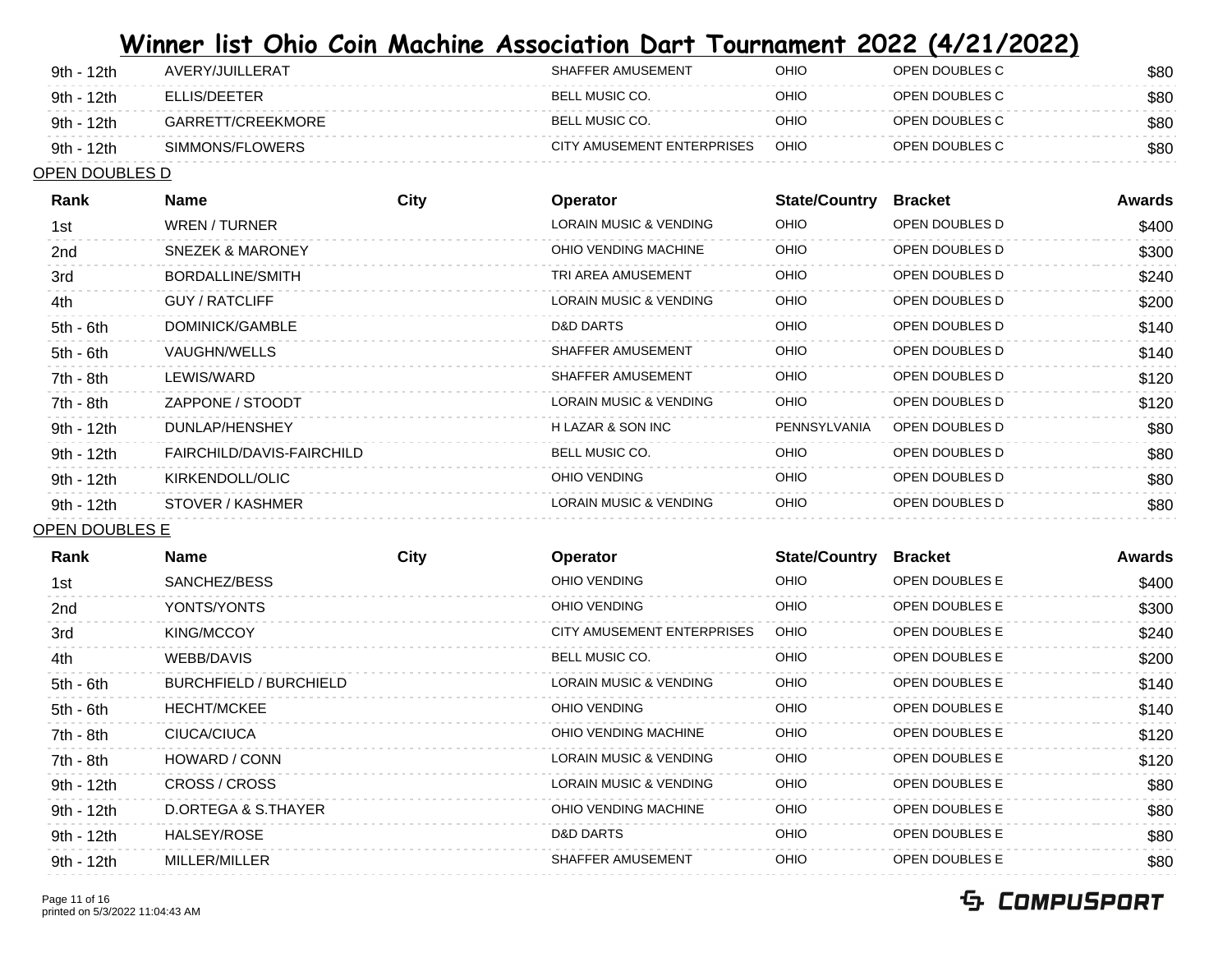# Winner list Ohio Coin Machine Association Dart Tournament 2022 (4/21/2022)

| Rank | Name | City | Operator | State/Country | Bracket | Awards |
|---|---|---|---|---|---|---|
| 9th - 12th | AVERY/JUILLERAT | | SHAFFER AMUSEMENT | OHIO | OPEN DOUBLES C | $80 |
| 9th - 12th | ELLIS/DEETER | | BELL MUSIC CO. | OHIO | OPEN DOUBLES C | $80 |
| 9th - 12th | GARRETT/CREEKMORE | | BELL MUSIC CO. | OHIO | OPEN DOUBLES C | $80 |
| 9th - 12th | SIMMONS/FLOWERS | | CITY AMUSEMENT ENTERPRISES | OHIO | OPEN DOUBLES C | $80 |

OPEN DOUBLES D

| Rank | Name | City | Operator | State/Country | Bracket | Awards |
|---|---|---|---|---|---|---|
| 1st | WREN / TURNER | | LORAIN MUSIC & VENDING | OHIO | OPEN DOUBLES D | $400 |
| 2nd | SNEZEK & MARONEY | | OHIO VENDING MACHINE | OHIO | OPEN DOUBLES D | $300 |
| 3rd | BORDALLINE/SMITH | | TRI AREA AMUSEMENT | OHIO | OPEN DOUBLES D | $240 |
| 4th | GUY / RATCLIFF | | LORAIN MUSIC & VENDING | OHIO | OPEN DOUBLES D | $200 |
| 5th - 6th | DOMINICK/GAMBLE | | D&D DARTS | OHIO | OPEN DOUBLES D | $140 |
| 5th - 6th | VAUGHN/WELLS | | SHAFFER AMUSEMENT | OHIO | OPEN DOUBLES D | $140 |
| 7th - 8th | LEWIS/WARD | | SHAFFER AMUSEMENT | OHIO | OPEN DOUBLES D | $120 |
| 7th - 8th | ZAPPONE / STOODT | | LORAIN MUSIC & VENDING | OHIO | OPEN DOUBLES D | $120 |
| 9th - 12th | DUNLAP/HENSHEY | | H LAZAR & SON INC | PENNSYLVANIA | OPEN DOUBLES D | $80 |
| 9th - 12th | FAIRCHILD/DAVIS-FAIRCHILD | | BELL MUSIC CO. | OHIO | OPEN DOUBLES D | $80 |
| 9th - 12th | KIRKENDOLL/OLIC | | OHIO VENDING | OHIO | OPEN DOUBLES D | $80 |
| 9th - 12th | STOVER / KASHMER | | LORAIN MUSIC & VENDING | OHIO | OPEN DOUBLES D | $80 |

OPEN DOUBLES E

| Rank | Name | City | Operator | State/Country | Bracket | Awards |
|---|---|---|---|---|---|---|
| 1st | SANCHEZ/BESS | | OHIO VENDING | OHIO | OPEN DOUBLES E | $400 |
| 2nd | YONTS/YONTS | | OHIO VENDING | OHIO | OPEN DOUBLES E | $300 |
| 3rd | KING/MCCOY | | CITY AMUSEMENT ENTERPRISES | OHIO | OPEN DOUBLES E | $240 |
| 4th | WEBB/DAVIS | | BELL MUSIC CO. | OHIO | OPEN DOUBLES E | $200 |
| 5th - 6th | BURCHFIELD / BURCHIELD | | LORAIN MUSIC & VENDING | OHIO | OPEN DOUBLES E | $140 |
| 5th - 6th | HECHT/MCKEE | | OHIO VENDING | OHIO | OPEN DOUBLES E | $140 |
| 7th - 8th | CIUCA/CIUCA | | OHIO VENDING MACHINE | OHIO | OPEN DOUBLES E | $120 |
| 7th - 8th | HOWARD / CONN | | LORAIN MUSIC & VENDING | OHIO | OPEN DOUBLES E | $120 |
| 9th - 12th | CROSS / CROSS | | LORAIN MUSIC & VENDING | OHIO | OPEN DOUBLES E | $80 |
| 9th - 12th | D.ORTEGA & S.THAYER | | OHIO VENDING MACHINE | OHIO | OPEN DOUBLES E | $80 |
| 9th - 12th | HALSEY/ROSE | | D&D DARTS | OHIO | OPEN DOUBLES E | $80 |
| 9th - 12th | MILLER/MILLER | | SHAFFER AMUSEMENT | OHIO | OPEN DOUBLES E | $80 |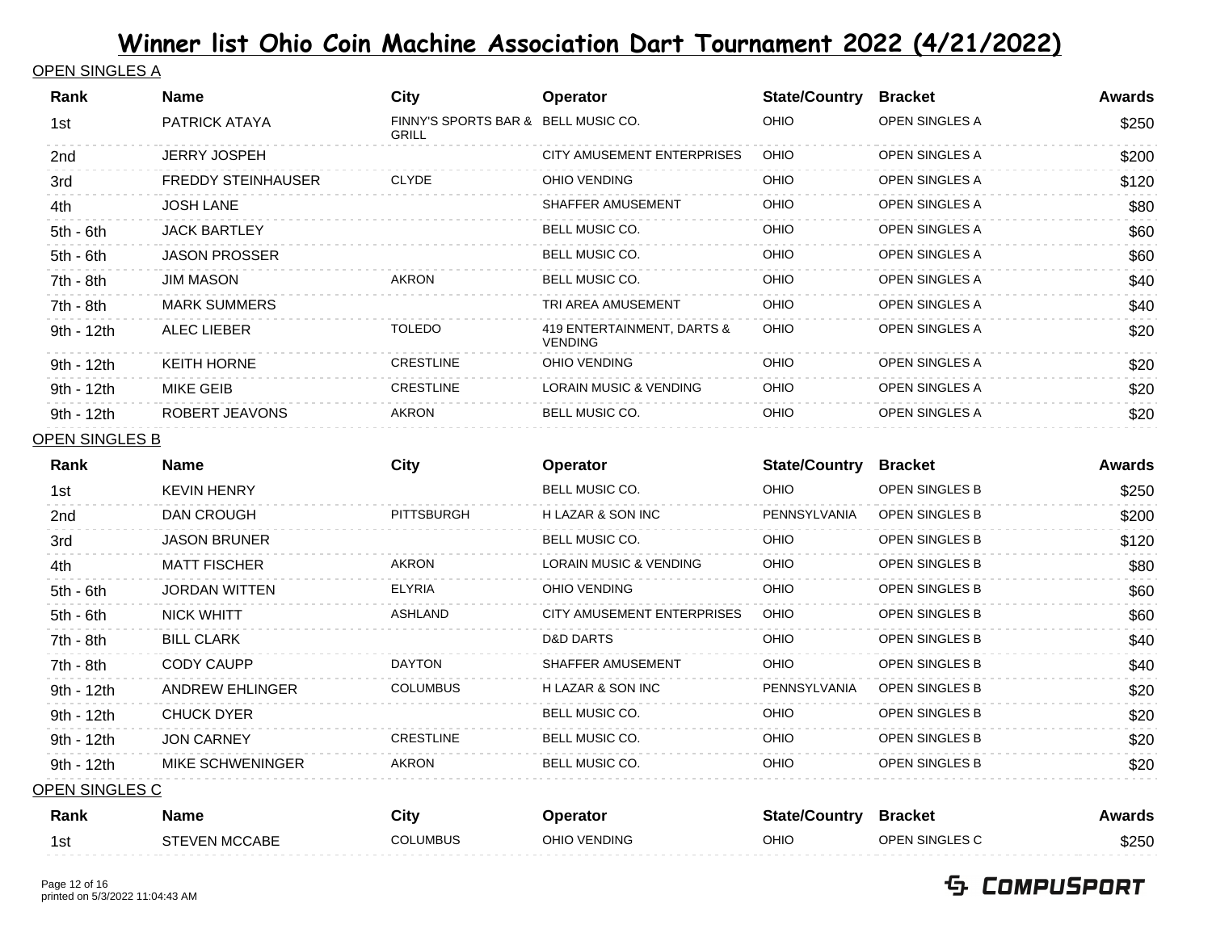# Winner list Ohio Coin Machine Association Dart Tournament 2022 (4/21/2022)

## OPEN SINGLES A

| Rank | Name | City | Operator | State/Country | Bracket | Awards |
|---|---|---|---|---|---|---|
| 1st | PATRICK ATAYA | FINNY'S SPORTS BAR & GRILL | BELL MUSIC CO. | OHIO | OPEN SINGLES A | $250 |
| 2nd | JERRY JOSPEH | | CITY AMUSEMENT ENTERPRISES | OHIO | OPEN SINGLES A | $200 |
| 3rd | FREDDY STEINHAUSER | CLYDE | OHIO VENDING | OHIO | OPEN SINGLES A | $120 |
| 4th | JOSH LANE | | SHAFFER AMUSEMENT | OHIO | OPEN SINGLES A | $80 |
| 5th - 6th | JACK BARTLEY | | BELL MUSIC CO. | OHIO | OPEN SINGLES A | $60 |
| 5th - 6th | JASON PROSSER | | BELL MUSIC CO. | OHIO | OPEN SINGLES A | $60 |
| 7th - 8th | JIM MASON | AKRON | BELL MUSIC CO. | OHIO | OPEN SINGLES A | $40 |
| 7th - 8th | MARK SUMMERS | | TRI AREA AMUSEMENT | OHIO | OPEN SINGLES A | $40 |
| 9th - 12th | ALEC LIEBER | TOLEDO | 419 ENTERTAINMENT, DARTS & VENDING | OHIO | OPEN SINGLES A | $20 |
| 9th - 12th | KEITH HORNE | CRESTLINE | OHIO VENDING | OHIO | OPEN SINGLES A | $20 |
| 9th - 12th | MIKE GEIB | CRESTLINE | LORAIN MUSIC & VENDING | OHIO | OPEN SINGLES A | $20 |
| 9th - 12th | ROBERT JEAVONS | AKRON | BELL MUSIC CO. | OHIO | OPEN SINGLES A | $20 |

## OPEN SINGLES B

| Rank | Name | City | Operator | State/Country | Bracket | Awards |
|---|---|---|---|---|---|---|
| 1st | KEVIN HENRY | | BELL MUSIC CO. | OHIO | OPEN SINGLES B | $250 |
| 2nd | DAN CROUGH | PITTSBURGH | H LAZAR & SON INC | PENNSYLVANIA | OPEN SINGLES B | $200 |
| 3rd | JASON BRUNER | | BELL MUSIC CO. | OHIO | OPEN SINGLES B | $120 |
| 4th | MATT FISCHER | AKRON | LORAIN MUSIC & VENDING | OHIO | OPEN SINGLES B | $80 |
| 5th - 6th | JORDAN WITTEN | ELYRIA | OHIO VENDING | OHIO | OPEN SINGLES B | $60 |
| 5th - 6th | NICK WHITT | ASHLAND | CITY AMUSEMENT ENTERPRISES | OHIO | OPEN SINGLES B | $60 |
| 7th - 8th | BILL CLARK | | D&D DARTS | OHIO | OPEN SINGLES B | $40 |
| 7th - 8th | CODY CAUPP | DAYTON | SHAFFER AMUSEMENT | OHIO | OPEN SINGLES B | $40 |
| 9th - 12th | ANDREW EHLINGER | COLUMBUS | H LAZAR & SON INC | PENNSYLVANIA | OPEN SINGLES B | $20 |
| 9th - 12th | CHUCK DYER | | BELL MUSIC CO. | OHIO | OPEN SINGLES B | $20 |
| 9th - 12th | JON CARNEY | CRESTLINE | BELL MUSIC CO. | OHIO | OPEN SINGLES B | $20 |
| 9th - 12th | MIKE SCHWENINGER | AKRON | BELL MUSIC CO. | OHIO | OPEN SINGLES B | $20 |

## OPEN SINGLES C

| Rank | Name | City | Operator | State/Country | Bracket | Awards |
|---|---|---|---|---|---|---|
| 1st | STEVEN MCCABE | COLUMBUS | OHIO VENDING | OHIO | OPEN SINGLES C | $250 |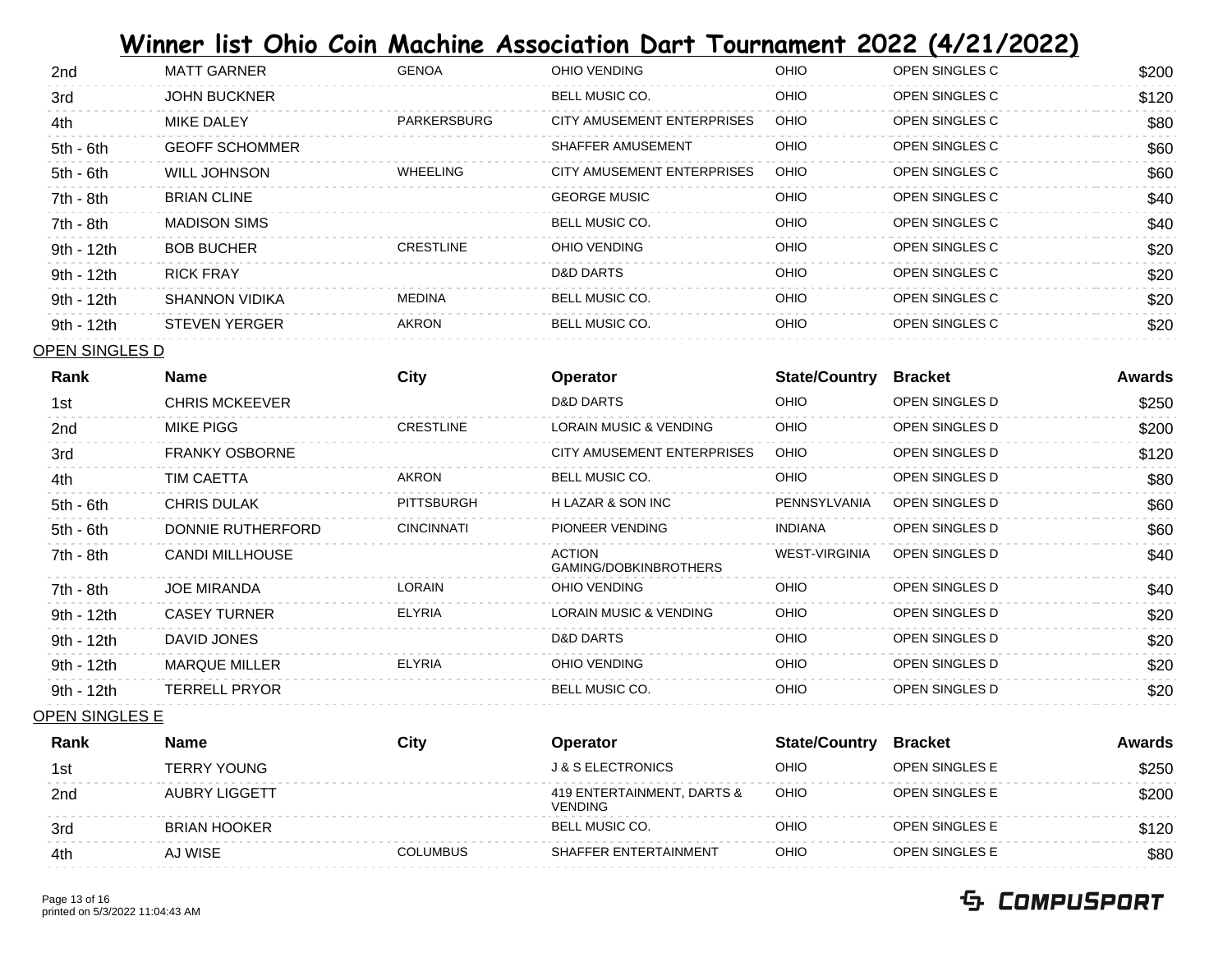# Winner list Ohio Coin Machine Association Dart Tournament 2022 (4/21/2022)

| Rank | Name | City | Operator | State/Country | Bracket | Awards |
|---|---|---|---|---|---|---|
| 2nd | MATT GARNER | GENOA | OHIO VENDING | OHIO | OPEN SINGLES C | $200 |
| 3rd | JOHN BUCKNER | | BELL MUSIC CO. | OHIO | OPEN SINGLES C | $120 |
| 4th | MIKE DALEY | PARKERSBURG | CITY AMUSEMENT ENTERPRISES | OHIO | OPEN SINGLES C | $80 |
| 5th - 6th | GEOFF SCHOMMER | | SHAFFER AMUSEMENT | OHIO | OPEN SINGLES C | $60 |
| 5th - 6th | WILL JOHNSON | WHEELING | CITY AMUSEMENT ENTERPRISES | OHIO | OPEN SINGLES C | $60 |
| 7th - 8th | BRIAN CLINE | | GEORGE MUSIC | OHIO | OPEN SINGLES C | $40 |
| 7th - 8th | MADISON SIMS | | BELL MUSIC CO. | OHIO | OPEN SINGLES C | $40 |
| 9th - 12th | BOB BUCHER | CRESTLINE | OHIO VENDING | OHIO | OPEN SINGLES C | $20 |
| 9th - 12th | RICK FRAY | | D&D DARTS | OHIO | OPEN SINGLES C | $20 |
| 9th - 12th | SHANNON VIDIKA | MEDINA | BELL MUSIC CO. | OHIO | OPEN SINGLES C | $20 |
| 9th - 12th | STEVEN YERGER | AKRON | BELL MUSIC CO. | OHIO | OPEN SINGLES C | $20 |

OPEN SINGLES D

| Rank | Name | City | Operator | State/Country | Bracket | Awards |
|---|---|---|---|---|---|---|
| 1st | CHRIS MCKEEVER | | D&D DARTS | OHIO | OPEN SINGLES D | $250 |
| 2nd | MIKE PIGG | CRESTLINE | LORAIN MUSIC & VENDING | OHIO | OPEN SINGLES D | $200 |
| 3rd | FRANKY OSBORNE | | CITY AMUSEMENT ENTERPRISES | OHIO | OPEN SINGLES D | $120 |
| 4th | TIM CAETTA | AKRON | BELL MUSIC CO. | OHIO | OPEN SINGLES D | $80 |
| 5th - 6th | CHRIS DULAK | PITTSBURGH | H LAZAR & SON INC | PENNSYLVANIA | OPEN SINGLES D | $60 |
| 5th - 6th | DONNIE RUTHERFORD | CINCINNATI | PIONEER VENDING | INDIANA | OPEN SINGLES D | $60 |
| 7th - 8th | CANDI MILLHOUSE | | ACTION GAMING/DOBKINBROTHERS | WEST-VIRGINIA | OPEN SINGLES D | $40 |
| 7th - 8th | JOE MIRANDA | LORAIN | OHIO VENDING | OHIO | OPEN SINGLES D | $40 |
| 9th - 12th | CASEY TURNER | ELYRIA | LORAIN MUSIC & VENDING | OHIO | OPEN SINGLES D | $20 |
| 9th - 12th | DAVID JONES | | D&D DARTS | OHIO | OPEN SINGLES D | $20 |
| 9th - 12th | MARQUE MILLER | ELYRIA | OHIO VENDING | OHIO | OPEN SINGLES D | $20 |
| 9th - 12th | TERRELL PRYOR | | BELL MUSIC CO. | OHIO | OPEN SINGLES D | $20 |

OPEN SINGLES E

| Rank | Name | City | Operator | State/Country | Bracket | Awards |
|---|---|---|---|---|---|---|
| 1st | TERRY YOUNG | | J & S ELECTRONICS | OHIO | OPEN SINGLES E | $250 |
| 2nd | AUBRY LIGGETT | | 419 ENTERTAINMENT, DARTS & VENDING | OHIO | OPEN SINGLES E | $200 |
| 3rd | BRIAN HOOKER | | BELL MUSIC CO. | OHIO | OPEN SINGLES E | $120 |
| 4th | AJ WISE | COLUMBUS | SHAFFER ENTERTAINMENT | OHIO | OPEN SINGLES E | $80 |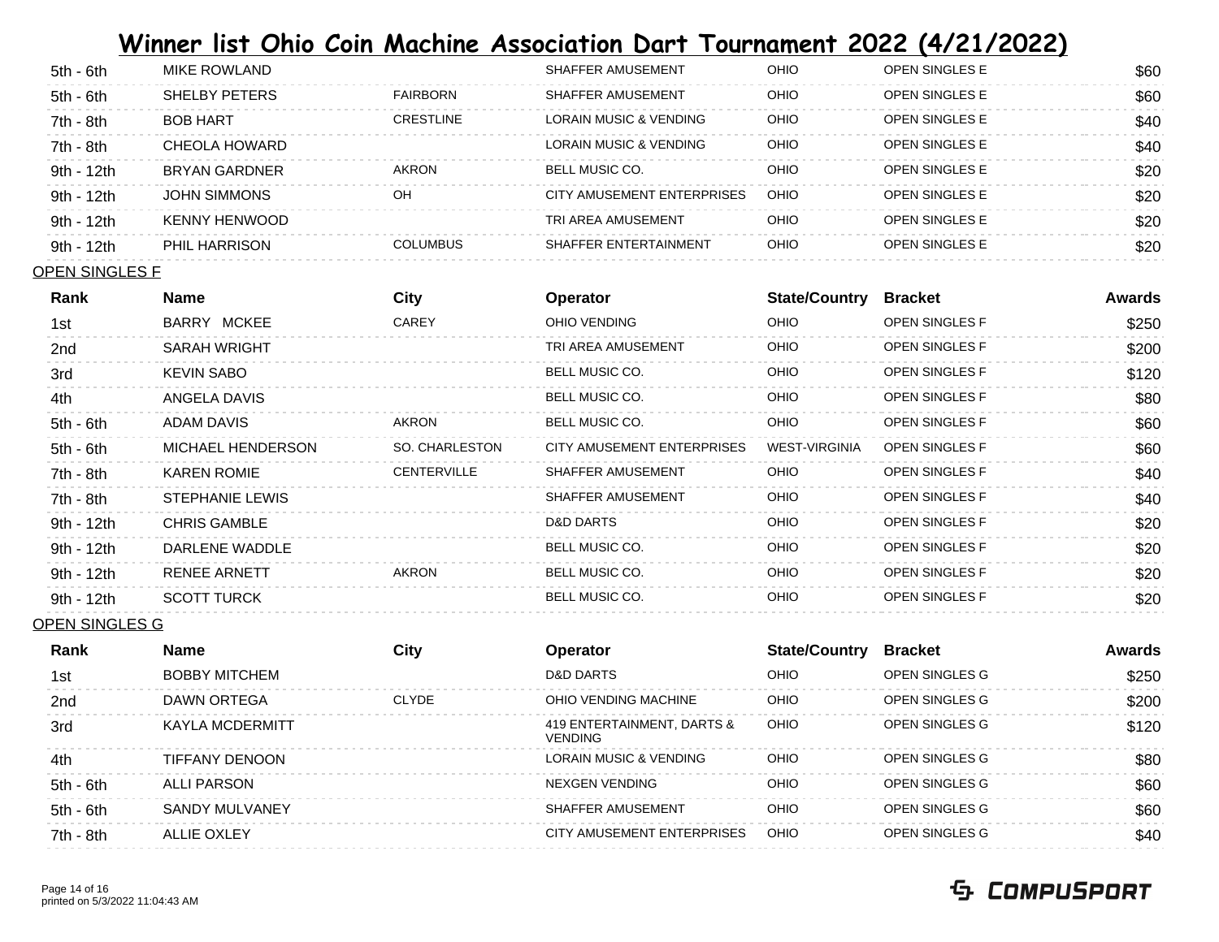# Winner list Ohio Coin Machine Association Dart Tournament 2022 (4/21/2022)

| Rank | Name | City | Operator | State/Country | Bracket | Awards |
|---|---|---|---|---|---|---|
| 5th - 6th | MIKE ROWLAND | | SHAFFER AMUSEMENT | OHIO | OPEN SINGLES E | $60 |
| 5th - 6th | SHELBY PETERS | FAIRBORN | SHAFFER AMUSEMENT | OHIO | OPEN SINGLES E | $60 |
| 7th - 8th | BOB HART | CRESTLINE | LORAIN MUSIC & VENDING | OHIO | OPEN SINGLES E | $40 |
| 7th - 8th | CHEOLA HOWARD | | LORAIN MUSIC & VENDING | OHIO | OPEN SINGLES E | $40 |
| 9th - 12th | BRYAN GARDNER | AKRON | BELL MUSIC CO. | OHIO | OPEN SINGLES E | $20 |
| 9th - 12th | JOHN SIMMONS | OH | CITY AMUSEMENT ENTERPRISES | OHIO | OPEN SINGLES E | $20 |
| 9th - 12th | KENNY HENWOOD | | TRI AREA AMUSEMENT | OHIO | OPEN SINGLES E | $20 |
| 9th - 12th | PHIL HARRISON | COLUMBUS | SHAFFER ENTERTAINMENT | OHIO | OPEN SINGLES E | $20 |

OPEN SINGLES F

| Rank | Name | City | Operator | State/Country | Bracket | Awards |
|---|---|---|---|---|---|---|
| 1st | BARRY MCKEE | CAREY | OHIO VENDING | OHIO | OPEN SINGLES F | $250 |
| 2nd | SARAH WRIGHT | | TRI AREA AMUSEMENT | OHIO | OPEN SINGLES F | $200 |
| 3rd | KEVIN SABO | | BELL MUSIC CO. | OHIO | OPEN SINGLES F | $120 |
| 4th | ANGELA DAVIS | | BELL MUSIC CO. | OHIO | OPEN SINGLES F | $80 |
| 5th - 6th | ADAM DAVIS | AKRON | BELL MUSIC CO. | OHIO | OPEN SINGLES F | $60 |
| 5th - 6th | MICHAEL HENDERSON | SO. CHARLESTON | CITY AMUSEMENT ENTERPRISES | WEST-VIRGINIA | OPEN SINGLES F | $60 |
| 7th - 8th | KAREN ROMIE | CENTERVILLE | SHAFFER AMUSEMENT | OHIO | OPEN SINGLES F | $40 |
| 7th - 8th | STEPHANIE LEWIS | | SHAFFER AMUSEMENT | OHIO | OPEN SINGLES F | $40 |
| 9th - 12th | CHRIS GAMBLE | | D&D DARTS | OHIO | OPEN SINGLES F | $20 |
| 9th - 12th | DARLENE WADDLE | | BELL MUSIC CO. | OHIO | OPEN SINGLES F | $20 |
| 9th - 12th | RENEE ARNETT | AKRON | BELL MUSIC CO. | OHIO | OPEN SINGLES F | $20 |
| 9th - 12th | SCOTT TURCK | | BELL MUSIC CO. | OHIO | OPEN SINGLES F | $20 |

OPEN SINGLES G

| Rank | Name | City | Operator | State/Country | Bracket | Awards |
|---|---|---|---|---|---|---|
| 1st | BOBBY MITCHEM | | D&D DARTS | OHIO | OPEN SINGLES G | $250 |
| 2nd | DAWN ORTEGA | CLYDE | OHIO VENDING MACHINE | OHIO | OPEN SINGLES G | $200 |
| 3rd | KAYLA MCDERMITT | | 419 ENTERTAINMENT, DARTS & VENDING | OHIO | OPEN SINGLES G | $120 |
| 4th | TIFFANY DENOON | | LORAIN MUSIC & VENDING | OHIO | OPEN SINGLES G | $80 |
| 5th - 6th | ALLI PARSON | | NEXGEN VENDING | OHIO | OPEN SINGLES G | $60 |
| 5th - 6th | SANDY MULVANEY | | SHAFFER AMUSEMENT | OHIO | OPEN SINGLES G | $60 |
| 7th - 8th | ALLIE OXLEY | | CITY AMUSEMENT ENTERPRISES | OHIO | OPEN SINGLES G | $40 |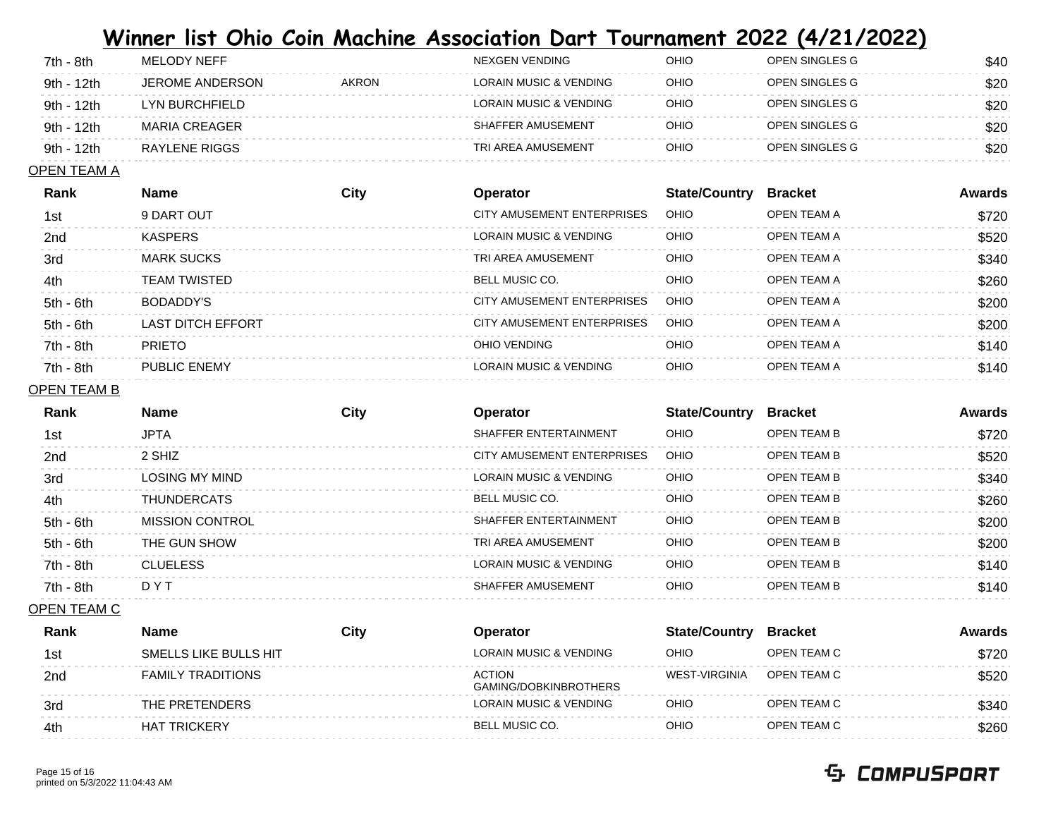# Winner list Ohio Coin Machine Association Dart Tournament 2022 (4/21/2022)

| Rank | Name | City | Operator | State/Country | Bracket | Awards |
|---|---|---|---|---|---|---|
| 7th - 8th | MELODY NEFF | | NEXGEN VENDING | OHIO | OPEN SINGLES G | $40 |
| 9th - 12th | JEROME ANDERSON | AKRON | LORAIN MUSIC & VENDING | OHIO | OPEN SINGLES G | $20 |
| 9th - 12th | LYN BURCHFIELD | | LORAIN MUSIC & VENDING | OHIO | OPEN SINGLES G | $20 |
| 9th - 12th | MARIA CREAGER | | SHAFFER AMUSEMENT | OHIO | OPEN SINGLES G | $20 |
| 9th - 12th | RAYLENE RIGGS | | TRI AREA AMUSEMENT | OHIO | OPEN SINGLES G | $20 |

OPEN TEAM A

| Rank | Name | City | Operator | State/Country | Bracket | Awards |
|---|---|---|---|---|---|---|
| 1st | 9 DART OUT | | CITY AMUSEMENT ENTERPRISES | OHIO | OPEN TEAM A | $720 |
| 2nd | KASPERS | | LORAIN MUSIC & VENDING | OHIO | OPEN TEAM A | $520 |
| 3rd | MARK SUCKS | | TRI AREA AMUSEMENT | OHIO | OPEN TEAM A | $340 |
| 4th | TEAM TWISTED | | BELL MUSIC CO. | OHIO | OPEN TEAM A | $260 |
| 5th - 6th | BODADDY'S | | CITY AMUSEMENT ENTERPRISES | OHIO | OPEN TEAM A | $200 |
| 5th - 6th | LAST DITCH EFFORT | | CITY AMUSEMENT ENTERPRISES | OHIO | OPEN TEAM A | $200 |
| 7th - 8th | PRIETO | | OHIO VENDING | OHIO | OPEN TEAM A | $140 |
| 7th - 8th | PUBLIC ENEMY | | LORAIN MUSIC & VENDING | OHIO | OPEN TEAM A | $140 |

OPEN TEAM B

| Rank | Name | City | Operator | State/Country | Bracket | Awards |
|---|---|---|---|---|---|---|
| 1st | JPTA | | SHAFFER ENTERTAINMENT | OHIO | OPEN TEAM B | $720 |
| 2nd | 2 SHIZ | | CITY AMUSEMENT ENTERPRISES | OHIO | OPEN TEAM B | $520 |
| 3rd | LOSING MY MIND | | LORAIN MUSIC & VENDING | OHIO | OPEN TEAM B | $340 |
| 4th | THUNDERCATS | | BELL MUSIC CO. | OHIO | OPEN TEAM B | $260 |
| 5th - 6th | MISSION CONTROL | | SHAFFER ENTERTAINMENT | OHIO | OPEN TEAM B | $200 |
| 5th - 6th | THE GUN SHOW | | TRI AREA AMUSEMENT | OHIO | OPEN TEAM B | $200 |
| 7th - 8th | CLUELESS | | LORAIN MUSIC & VENDING | OHIO | OPEN TEAM B | $140 |
| 7th - 8th | D Y T | | SHAFFER AMUSEMENT | OHIO | OPEN TEAM B | $140 |

OPEN TEAM C

| Rank | Name | City | Operator | State/Country | Bracket | Awards |
|---|---|---|---|---|---|---|
| 1st | SMELLS LIKE BULLS HIT | | LORAIN MUSIC & VENDING | OHIO | OPEN TEAM C | $720 |
| 2nd | FAMILY TRADITIONS | | ACTION GAMING/DOBKINBROTHERS | WEST-VIRGINIA | OPEN TEAM C | $520 |
| 3rd | THE PRETENDERS | | LORAIN MUSIC & VENDING | OHIO | OPEN TEAM C | $340 |
| 4th | HAT TRICKERY | | BELL MUSIC CO. | OHIO | OPEN TEAM C | $260 |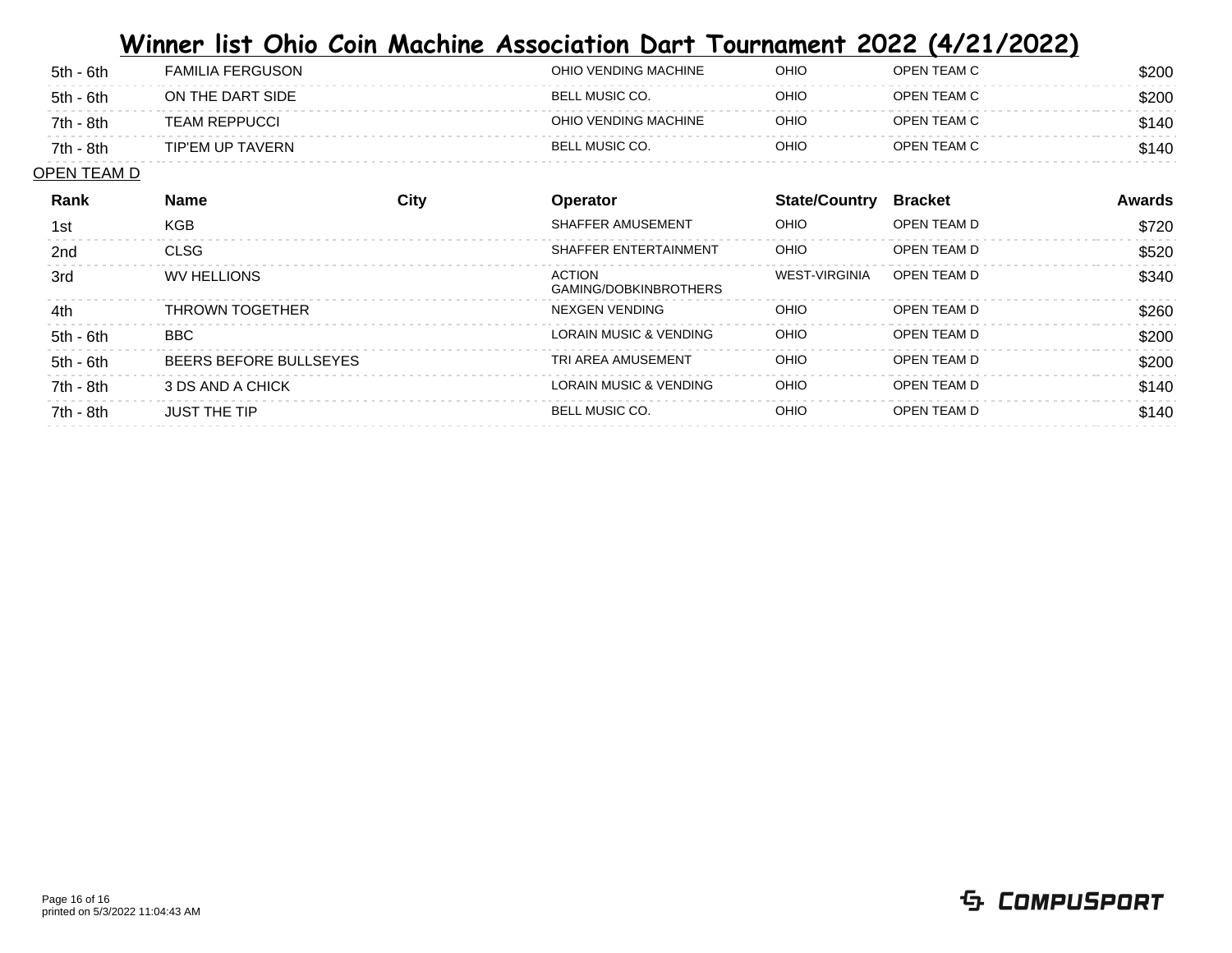# Winner list Ohio Coin Machine Association Dart Tournament 2022 (4/21/2022)

| | | | | | | |
|---|---|---|---|---|---|---|
| 5th - 6th | FAMILIA FERGUSON | | OHIO VENDING MACHINE | OHIO | OPEN TEAM C | $200 |
| 5th - 6th | ON THE DART SIDE | | BELL MUSIC CO. | OHIO | OPEN TEAM C | $200 |
| 7th - 8th | TEAM REPPUCCI | | OHIO VENDING MACHINE | OHIO | OPEN TEAM C | $140 |
| 7th - 8th | TIP'EM UP TAVERN | | BELL MUSIC CO. | OHIO | OPEN TEAM C | $140 |

OPEN TEAM D

| Rank | Name | City | Operator | State/Country | Bracket | Awards |
|---|---|---|---|---|---|---|
| 1st | KGB | | SHAFFER AMUSEMENT | OHIO | OPEN TEAM D | $720 |
| 2nd | CLSG | | SHAFFER ENTERTAINMENT | OHIO | OPEN TEAM D | $520 |
| 3rd | WV HELLIONS | | ACTION GAMING/DOBKINBROTHERS | WEST-VIRGINIA | OPEN TEAM D | $340 |
| 4th | THROWN TOGETHER | | NEXGEN VENDING | OHIO | OPEN TEAM D | $260 |
| 5th - 6th | BBC | | LORAIN MUSIC & VENDING | OHIO | OPEN TEAM D | $200 |
| 5th - 6th | BEERS BEFORE BULLSEYES | | TRI AREA AMUSEMENT | OHIO | OPEN TEAM D | $200 |
| 7th - 8th | 3 DS AND A CHICK | | LORAIN MUSIC & VENDING | OHIO | OPEN TEAM D | $140 |
| 7th - 8th | JUST THE TIP | | BELL MUSIC CO. | OHIO | OPEN TEAM D | $140 |

printed on 5/3/2022 11:04:43 AM

COMPUSPORT